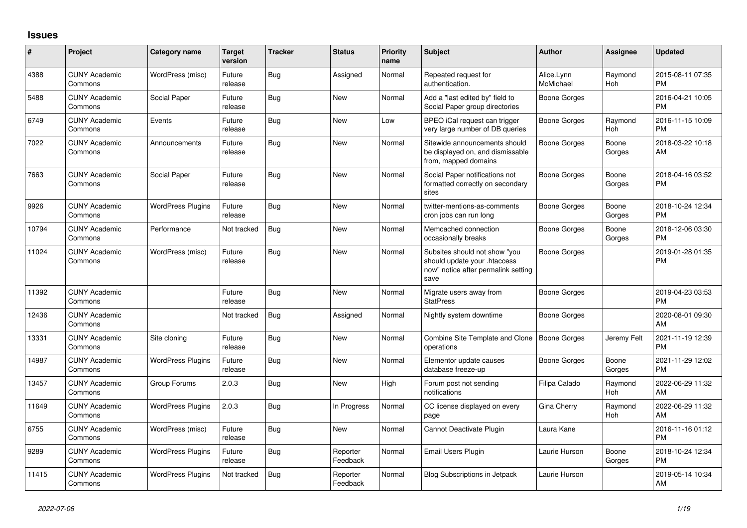## Issues

| # | Project | Category name | Target version | Tracker | Status | Priority name | Subject | Author | Assignee | Updated |
|---|---|---|---|---|---|---|---|---|---|---|
| 4388 | CUNY Academic Commons | WordPress (misc) | Future release | Bug | Assigned | Normal | Repeated request for authentication. | Alice.Lynn McMichael | Raymond Hoh | 2015-08-11 07:35 PM |
| 5488 | CUNY Academic Commons | Social Paper | Future release | Bug | New | Normal | Add a "last edited by" field to Social Paper group directories | Boone Gorges | | 2016-04-21 10:05 PM |
| 6749 | CUNY Academic Commons | Events | Future release | Bug | New | Low | BPEO iCal request can trigger very large number of DB queries | Boone Gorges | Raymond Hoh | 2016-11-15 10:09 PM |
| 7022 | CUNY Academic Commons | Announcements | Future release | Bug | New | Normal | Sitewide announcements should be displayed on, and dismissable from, mapped domains | Boone Gorges | Boone Gorges | 2018-03-22 10:18 AM |
| 7663 | CUNY Academic Commons | Social Paper | Future release | Bug | New | Normal | Social Paper notifications not formatted correctly on secondary sites | Boone Gorges | Boone Gorges | 2018-04-16 03:52 PM |
| 9926 | CUNY Academic Commons | WordPress Plugins | Future release | Bug | New | Normal | twitter-mentions-as-comments cron jobs can run long | Boone Gorges | Boone Gorges | 2018-10-24 12:34 PM |
| 10794 | CUNY Academic Commons | Performance | Not tracked | Bug | New | Normal | Memcached connection occasionally breaks | Boone Gorges | Boone Gorges | 2018-12-06 03:30 PM |
| 11024 | CUNY Academic Commons | WordPress (misc) | Future release | Bug | New | Normal | Subsites should not show "you should update your .htaccess now" notice after permalink setting save | Boone Gorges | | 2019-01-28 01:35 PM |
| 11392 | CUNY Academic Commons | | Future release | Bug | New | Normal | Migrate users away from StatPress | Boone Gorges | | 2019-04-23 03:53 PM |
| 12436 | CUNY Academic Commons | | Not tracked | Bug | Assigned | Normal | Nightly system downtime | Boone Gorges | | 2020-08-01 09:30 AM |
| 13331 | CUNY Academic Commons | Site cloning | Future release | Bug | New | Normal | Combine Site Template and Clone operations | Boone Gorges | Jeremy Felt | 2021-11-19 12:39 PM |
| 14987 | CUNY Academic Commons | WordPress Plugins | Future release | Bug | New | Normal | Elementor update causes database freeze-up | Boone Gorges | Boone Gorges | 2021-11-29 12:02 PM |
| 13457 | CUNY Academic Commons | Group Forums | 2.0.3 | Bug | New | High | Forum post not sending notifications | Filipa Calado | Raymond Hoh | 2022-06-29 11:32 AM |
| 11649 | CUNY Academic Commons | WordPress Plugins | 2.0.3 | Bug | In Progress | Normal | CC license displayed on every page | Gina Cherry | Raymond Hoh | 2022-06-29 11:32 AM |
| 6755 | CUNY Academic Commons | WordPress (misc) | Future release | Bug | New | Normal | Cannot Deactivate Plugin | Laura Kane | | 2016-11-16 01:12 PM |
| 9289 | CUNY Academic Commons | WordPress Plugins | Future release | Bug | Reporter Feedback | Normal | Email Users Plugin | Laurie Hurson | Boone Gorges | 2018-10-24 12:34 PM |
| 11415 | CUNY Academic Commons | WordPress Plugins | Not tracked | Bug | Reporter Feedback | Normal | Blog Subscriptions in Jetpack | Laurie Hurson | | 2019-05-14 10:34 AM |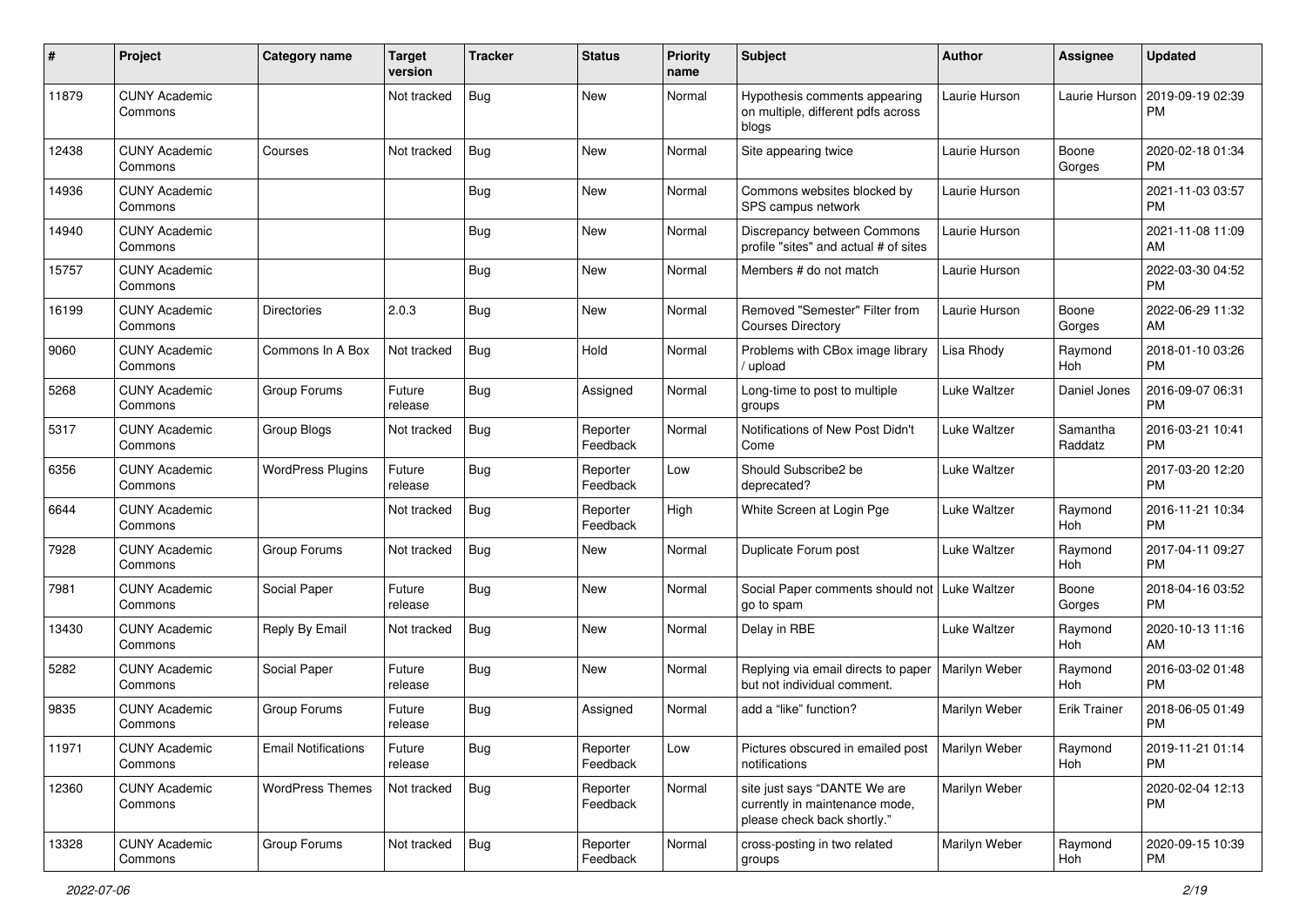| # | Project | Category name | Target version | Tracker | Status | Priority name | Subject | Author | Assignee | Updated |
|---|---|---|---|---|---|---|---|---|---|---|
| 11879 | CUNY Academic Commons | | Not tracked | Bug | New | Normal | Hypothesis comments appearing on multiple, different pdfs across blogs | Laurie Hurson | Laurie Hurson | 2019-09-19 02:39 PM |
| 12438 | CUNY Academic Commons | Courses | Not tracked | Bug | New | Normal | Site appearing twice | Laurie Hurson | Boone Gorges | 2020-02-18 01:34 PM |
| 14936 | CUNY Academic Commons | | | Bug | New | Normal | Commons websites blocked by SPS campus network | Laurie Hurson | | 2021-11-03 03:57 PM |
| 14940 | CUNY Academic Commons | | | Bug | New | Normal | Discrepancy between Commons profile "sites" and actual # of sites | Laurie Hurson | | 2021-11-08 11:09 AM |
| 15757 | CUNY Academic Commons | | | Bug | New | Normal | Members # do not match | Laurie Hurson | | 2022-03-30 04:52 PM |
| 16199 | CUNY Academic Commons | Directories | 2.0.3 | Bug | New | Normal | Removed "Semester" Filter from Courses Directory | Laurie Hurson | Boone Gorges | 2022-06-29 11:32 AM |
| 9060 | CUNY Academic Commons | Commons In A Box | Not tracked | Bug | Hold | Normal | Problems with CBox image library / upload | Lisa Rhody | Raymond Hoh | 2018-01-10 03:26 PM |
| 5268 | CUNY Academic Commons | Group Forums | Future release | Bug | Assigned | Normal | Long-time to post to multiple groups | Luke Waltzer | Daniel Jones | 2016-09-07 06:31 PM |
| 5317 | CUNY Academic Commons | Group Blogs | Not tracked | Bug | Reporter Feedback | Normal | Notifications of New Post Didn't Come | Luke Waltzer | Samantha Raddatz | 2016-03-21 10:41 PM |
| 6356 | CUNY Academic Commons | WordPress Plugins | Future release | Bug | Reporter Feedback | Low | Should Subscribe2 be deprecated? | Luke Waltzer | | 2017-03-20 12:20 PM |
| 6644 | CUNY Academic Commons | | Not tracked | Bug | Reporter Feedback | High | White Screen at Login Pge | Luke Waltzer | Raymond Hoh | 2016-11-21 10:34 PM |
| 7928 | CUNY Academic Commons | Group Forums | Not tracked | Bug | New | Normal | Duplicate Forum post | Luke Waltzer | Raymond Hoh | 2017-04-11 09:27 PM |
| 7981 | CUNY Academic Commons | Social Paper | Future release | Bug | New | Normal | Social Paper comments should not go to spam | Luke Waltzer | Boone Gorges | 2018-04-16 03:52 PM |
| 13430 | CUNY Academic Commons | Reply By Email | Not tracked | Bug | New | Normal | Delay in RBE | Luke Waltzer | Raymond Hoh | 2020-10-13 11:16 AM |
| 5282 | CUNY Academic Commons | Social Paper | Future release | Bug | New | Normal | Replying via email directs to paper but not individual comment. | Marilyn Weber | Raymond Hoh | 2016-03-02 01:48 PM |
| 9835 | CUNY Academic Commons | Group Forums | Future release | Bug | Assigned | Normal | add a "like" function? | Marilyn Weber | Erik Trainer | 2018-06-05 01:49 PM |
| 11971 | CUNY Academic Commons | Email Notifications | Future release | Bug | Reporter Feedback | Low | Pictures obscured in emailed post notifications | Marilyn Weber | Raymond Hoh | 2019-11-21 01:14 PM |
| 12360 | CUNY Academic Commons | WordPress Themes | Not tracked | Bug | Reporter Feedback | Normal | site just says "DANTE We are currently in maintenance mode, please check back shortly." | Marilyn Weber | | 2020-02-04 12:13 PM |
| 13328 | CUNY Academic Commons | Group Forums | Not tracked | Bug | Reporter Feedback | Normal | cross-posting in two related groups | Marilyn Weber | Raymond Hoh | 2020-09-15 10:39 PM |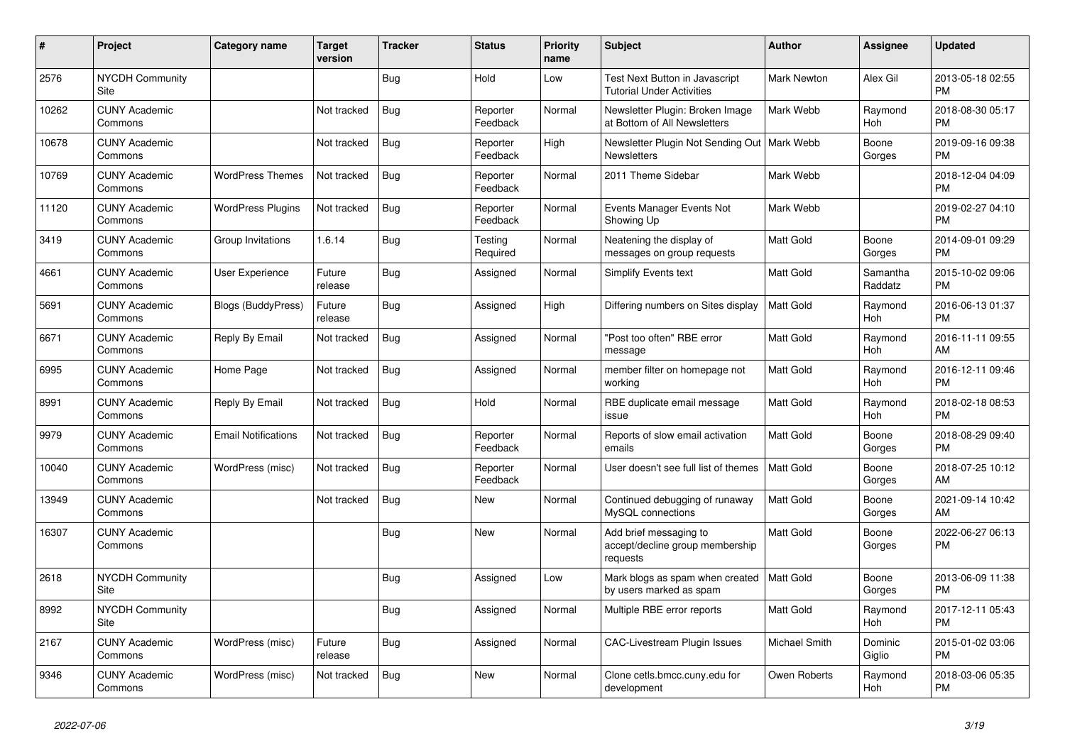| # | Project | Category name | Target version | Tracker | Status | Priority name | Subject | Author | Assignee | Updated |
|---|---|---|---|---|---|---|---|---|---|---|
| 2576 | NYCDH Community Site | | | Bug | Hold | Low | Test Next Button in Javascript Tutorial Under Activities | Mark Newton | Alex Gil | 2013-05-18 02:55 PM |
| 10262 | CUNY Academic Commons | | Not tracked | Bug | Reporter Feedback | Normal | Newsletter Plugin: Broken Image at Bottom of All Newsletters | Mark Webb | Raymond Hoh | 2018-08-30 05:17 PM |
| 10678 | CUNY Academic Commons | | Not tracked | Bug | Reporter Feedback | High | Newsletter Plugin Not Sending Out Newsletters | Mark Webb | Boone Gorges | 2019-09-16 09:38 PM |
| 10769 | CUNY Academic Commons | WordPress Themes | Not tracked | Bug | Reporter Feedback | Normal | 2011 Theme Sidebar | Mark Webb | | 2018-12-04 04:09 PM |
| 11120 | CUNY Academic Commons | WordPress Plugins | Not tracked | Bug | Reporter Feedback | Normal | Events Manager Events Not Showing Up | Mark Webb | | 2019-02-27 04:10 PM |
| 3419 | CUNY Academic Commons | Group Invitations | 1.6.14 | Bug | Testing Required | Normal | Neatening the display of messages on group requests | Matt Gold | Boone Gorges | 2014-09-01 09:29 PM |
| 4661 | CUNY Academic Commons | User Experience | Future release | Bug | Assigned | Normal | Simplify Events text | Matt Gold | Samantha Raddatz | 2015-10-02 09:06 PM |
| 5691 | CUNY Academic Commons | Blogs (BuddyPress) | Future release | Bug | Assigned | High | Differing numbers on Sites display | Matt Gold | Raymond Hoh | 2016-06-13 01:37 PM |
| 6671 | CUNY Academic Commons | Reply By Email | Not tracked | Bug | Assigned | Normal | "Post too often" RBE error message | Matt Gold | Raymond Hoh | 2016-11-11 09:55 AM |
| 6995 | CUNY Academic Commons | Home Page | Not tracked | Bug | Assigned | Normal | member filter on homepage not working | Matt Gold | Raymond Hoh | 2016-12-11 09:46 PM |
| 8991 | CUNY Academic Commons | Reply By Email | Not tracked | Bug | Hold | Normal | RBE duplicate email message issue | Matt Gold | Raymond Hoh | 2018-02-18 08:53 PM |
| 9979 | CUNY Academic Commons | Email Notifications | Not tracked | Bug | Reporter Feedback | Normal | Reports of slow email activation emails | Matt Gold | Boone Gorges | 2018-08-29 09:40 PM |
| 10040 | CUNY Academic Commons | WordPress (misc) | Not tracked | Bug | Reporter Feedback | Normal | User doesn't see full list of themes | Matt Gold | Boone Gorges | 2018-07-25 10:12 AM |
| 13949 | CUNY Academic Commons | | Not tracked | Bug | New | Normal | Continued debugging of runaway MySQL connections | Matt Gold | Boone Gorges | 2021-09-14 10:42 AM |
| 16307 | CUNY Academic Commons | | | Bug | New | Normal | Add brief messaging to accept/decline group membership requests | Matt Gold | Boone Gorges | 2022-06-27 06:13 PM |
| 2618 | NYCDH Community Site | | | Bug | Assigned | Low | Mark blogs as spam when created by users marked as spam | Matt Gold | Boone Gorges | 2013-06-09 11:38 PM |
| 8992 | NYCDH Community Site | | | Bug | Assigned | Normal | Multiple RBE error reports | Matt Gold | Raymond Hoh | 2017-12-11 05:43 PM |
| 2167 | CUNY Academic Commons | WordPress (misc) | Future release | Bug | Assigned | Normal | CAC-Livestream Plugin Issues | Michael Smith | Dominic Giglio | 2015-01-02 03:06 PM |
| 9346 | CUNY Academic Commons | WordPress (misc) | Not tracked | Bug | New | Normal | Clone cetls.bmcc.cuny.edu for development | Owen Roberts | Raymond Hoh | 2018-03-06 05:35 PM |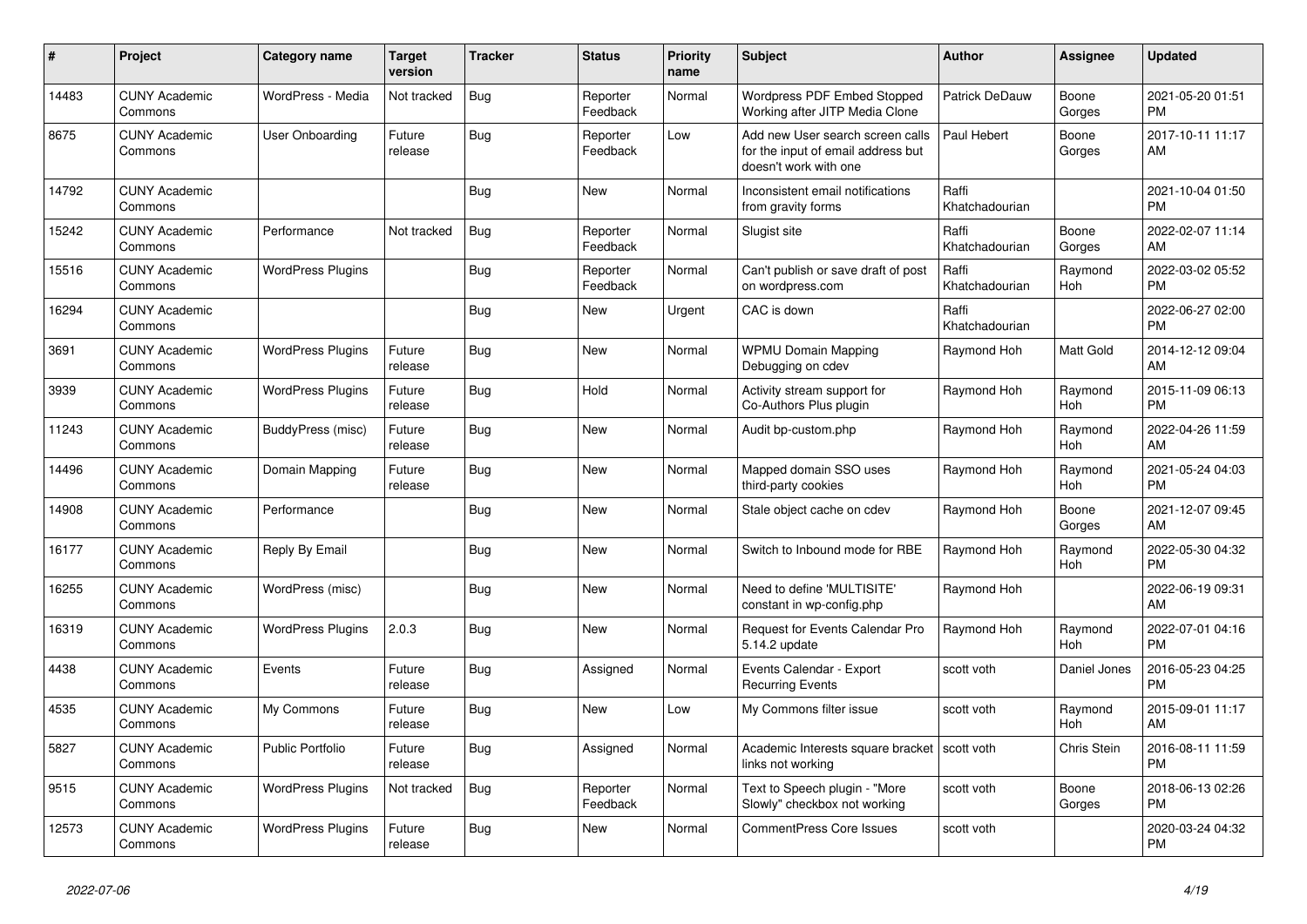| # | Project | Category name | Target version | Tracker | Status | Priority name | Subject | Author | Assignee | Updated |
|---|---|---|---|---|---|---|---|---|---|---|
| 14483 | CUNY Academic Commons | WordPress - Media | Not tracked | Bug | Reporter Feedback | Normal | Wordpress PDF Embed Stopped Working after JITP Media Clone | Patrick DeDauw | Boone Gorges | 2021-05-20 01:51 PM |
| 8675 | CUNY Academic Commons | User Onboarding | Future release | Bug | Reporter Feedback | Low | Add new User search screen calls for the input of email address but doesn't work with one | Paul Hebert | Boone Gorges | 2017-10-11 11:17 AM |
| 14792 | CUNY Academic Commons | | | Bug | New | Normal | Inconsistent email notifications from gravity forms | Raffi Khatchadourian | | 2021-10-04 01:50 PM |
| 15242 | CUNY Academic Commons | Performance | Not tracked | Bug | Reporter Feedback | Normal | Slugist site | Raffi Khatchadourian | Boone Gorges | 2022-02-07 11:14 AM |
| 15516 | CUNY Academic Commons | WordPress Plugins | | Bug | Reporter Feedback | Normal | Can't publish or save draft of post on wordpress.com | Raffi Khatchadourian | Raymond Hoh | 2022-03-02 05:52 PM |
| 16294 | CUNY Academic Commons | | | Bug | New | Urgent | CAC is down | Raffi Khatchadourian | | 2022-06-27 02:00 PM |
| 3691 | CUNY Academic Commons | WordPress Plugins | Future release | Bug | New | Normal | WPMU Domain Mapping Debugging on cdev | Raymond Hoh | Matt Gold | 2014-12-12 09:04 AM |
| 3939 | CUNY Academic Commons | WordPress Plugins | Future release | Bug | Hold | Normal | Activity stream support for Co-Authors Plus plugin | Raymond Hoh | Raymond Hoh | 2015-11-09 06:13 PM |
| 11243 | CUNY Academic Commons | BuddyPress (misc) | Future release | Bug | New | Normal | Audit bp-custom.php | Raymond Hoh | Raymond Hoh | 2022-04-26 11:59 AM |
| 14496 | CUNY Academic Commons | Domain Mapping | Future release | Bug | New | Normal | Mapped domain SSO uses third-party cookies | Raymond Hoh | Raymond Hoh | 2021-05-24 04:03 PM |
| 14908 | CUNY Academic Commons | Performance | | Bug | New | Normal | Stale object cache on cdev | Raymond Hoh | Boone Gorges | 2021-12-07 09:45 AM |
| 16177 | CUNY Academic Commons | Reply By Email | | Bug | New | Normal | Switch to Inbound mode for RBE | Raymond Hoh | Raymond Hoh | 2022-05-30 04:32 PM |
| 16255 | CUNY Academic Commons | WordPress (misc) | | Bug | New | Normal | Need to define 'MULTISITE' constant in wp-config.php | Raymond Hoh | | 2022-06-19 09:31 AM |
| 16319 | CUNY Academic Commons | WordPress Plugins | 2.0.3 | Bug | New | Normal | Request for Events Calendar Pro 5.14.2 update | Raymond Hoh | Raymond Hoh | 2022-07-01 04:16 PM |
| 4438 | CUNY Academic Commons | Events | Future release | Bug | Assigned | Normal | Events Calendar - Export Recurring Events | scott voth | Daniel Jones | 2016-05-23 04:25 PM |
| 4535 | CUNY Academic Commons | My Commons | Future release | Bug | New | Low | My Commons filter issue | scott voth | Raymond Hoh | 2015-09-01 11:17 AM |
| 5827 | CUNY Academic Commons | Public Portfolio | Future release | Bug | Assigned | Normal | Academic Interests square bracket links not working | scott voth | Chris Stein | 2016-08-11 11:59 PM |
| 9515 | CUNY Academic Commons | WordPress Plugins | Not tracked | Bug | Reporter Feedback | Normal | Text to Speech plugin - "More Slowly" checkbox not working | scott voth | Boone Gorges | 2018-06-13 02:26 PM |
| 12573 | CUNY Academic Commons | WordPress Plugins | Future release | Bug | New | Normal | CommentPress Core Issues | scott voth | | 2020-03-24 04:32 PM |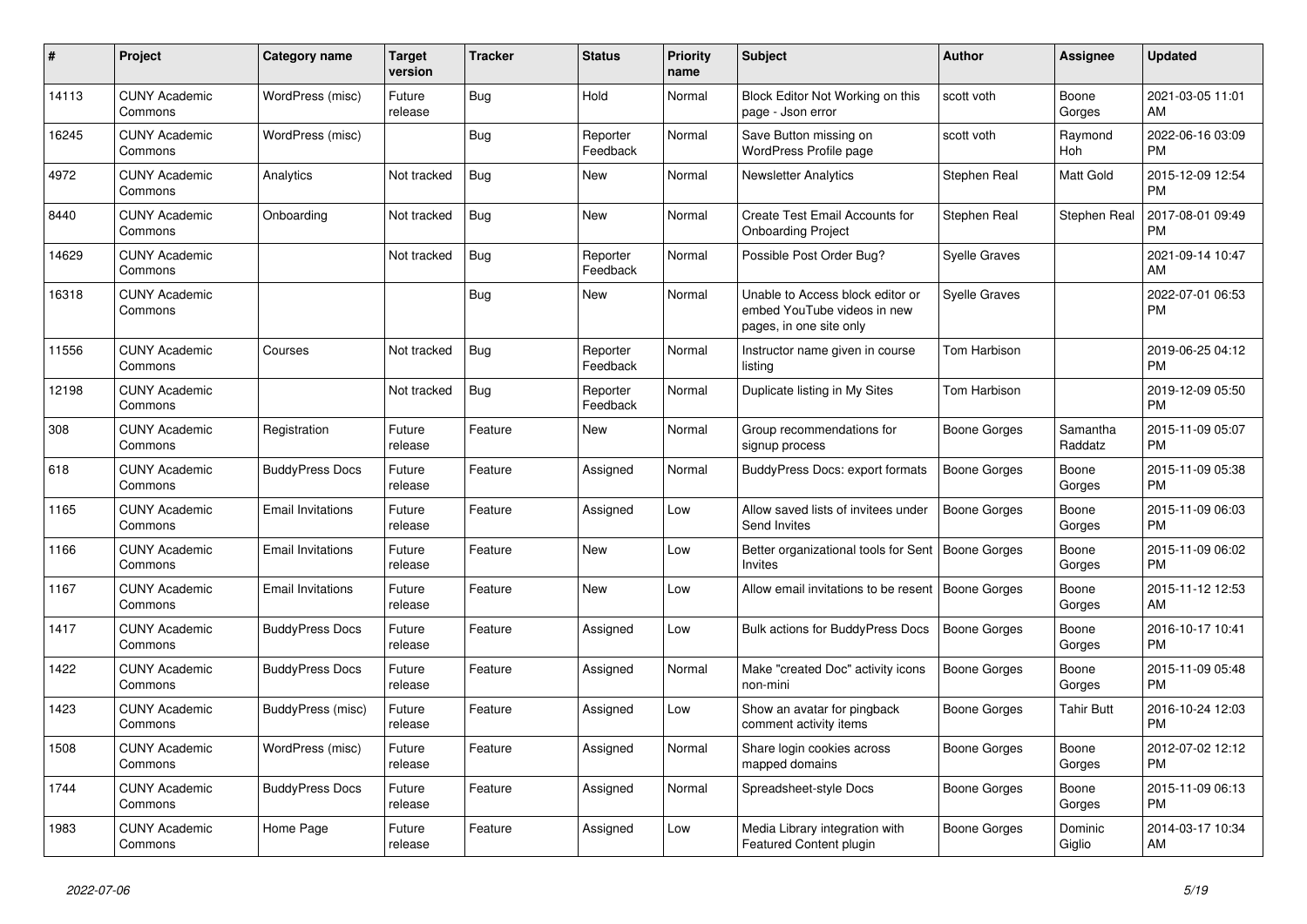| # | Project | Category name | Target version | Tracker | Status | Priority name | Subject | Author | Assignee | Updated |
|---|---|---|---|---|---|---|---|---|---|---|
| 14113 | CUNY Academic Commons | WordPress (misc) | Future release | Bug | Hold | Normal | Block Editor Not Working on this page - Json error | scott voth | Boone Gorges | 2021-03-05 11:01 AM |
| 16245 | CUNY Academic Commons | WordPress (misc) | | Bug | Reporter Feedback | Normal | Save Button missing on WordPress Profile page | scott voth | Raymond Hoh | 2022-06-16 03:09 PM |
| 4972 | CUNY Academic Commons | Analytics | Not tracked | Bug | New | Normal | Newsletter Analytics | Stephen Real | Matt Gold | 2015-12-09 12:54 PM |
| 8440 | CUNY Academic Commons | Onboarding | Not tracked | Bug | New | Normal | Create Test Email Accounts for Onboarding Project | Stephen Real | Stephen Real | 2017-08-01 09:49 PM |
| 14629 | CUNY Academic Commons | | Not tracked | Bug | Reporter Feedback | Normal | Possible Post Order Bug? | Syelle Graves | | 2021-09-14 10:47 AM |
| 16318 | CUNY Academic Commons | | | Bug | New | Normal | Unable to Access block editor or embed YouTube videos in new pages, in one site only | Syelle Graves | | 2022-07-01 06:53 PM |
| 11556 | CUNY Academic Commons | Courses | Not tracked | Bug | Reporter Feedback | Normal | Instructor name given in course listing | Tom Harbison | | 2019-06-25 04:12 PM |
| 12198 | CUNY Academic Commons | | Not tracked | Bug | Reporter Feedback | Normal | Duplicate listing in My Sites | Tom Harbison | | 2019-12-09 05:50 PM |
| 308 | CUNY Academic Commons | Registration | Future release | Feature | New | Normal | Group recommendations for signup process | Boone Gorges | Samantha Raddatz | 2015-11-09 05:07 PM |
| 618 | CUNY Academic Commons | BuddyPress Docs | Future release | Feature | Assigned | Normal | BuddyPress Docs: export formats | Boone Gorges | Boone Gorges | 2015-11-09 05:38 PM |
| 1165 | CUNY Academic Commons | Email Invitations | Future release | Feature | Assigned | Low | Allow saved lists of invitees under Send Invites | Boone Gorges | Boone Gorges | 2015-11-09 06:03 PM |
| 1166 | CUNY Academic Commons | Email Invitations | Future release | Feature | New | Low | Better organizational tools for Sent Invites | Boone Gorges | Boone Gorges | 2015-11-09 06:02 PM |
| 1167 | CUNY Academic Commons | Email Invitations | Future release | Feature | New | Low | Allow email invitations to be resent | Boone Gorges | Boone Gorges | 2015-11-12 12:53 AM |
| 1417 | CUNY Academic Commons | BuddyPress Docs | Future release | Feature | Assigned | Low | Bulk actions for BuddyPress Docs | Boone Gorges | Boone Gorges | 2016-10-17 10:41 PM |
| 1422 | CUNY Academic Commons | BuddyPress Docs | Future release | Feature | Assigned | Normal | Make "created Doc" activity icons non-mini | Boone Gorges | Boone Gorges | 2015-11-09 05:48 PM |
| 1423 | CUNY Academic Commons | BuddyPress (misc) | Future release | Feature | Assigned | Low | Show an avatar for pingback comment activity items | Boone Gorges | Tahir Butt | 2016-10-24 12:03 PM |
| 1508 | CUNY Academic Commons | WordPress (misc) | Future release | Feature | Assigned | Normal | Share login cookies across mapped domains | Boone Gorges | Boone Gorges | 2012-07-02 12:12 PM |
| 1744 | CUNY Academic Commons | BuddyPress Docs | Future release | Feature | Assigned | Normal | Spreadsheet-style Docs | Boone Gorges | Boone Gorges | 2015-11-09 06:13 PM |
| 1983 | CUNY Academic Commons | Home Page | Future release | Feature | Assigned | Low | Media Library integration with Featured Content plugin | Boone Gorges | Dominic Giglio | 2014-03-17 10:34 AM |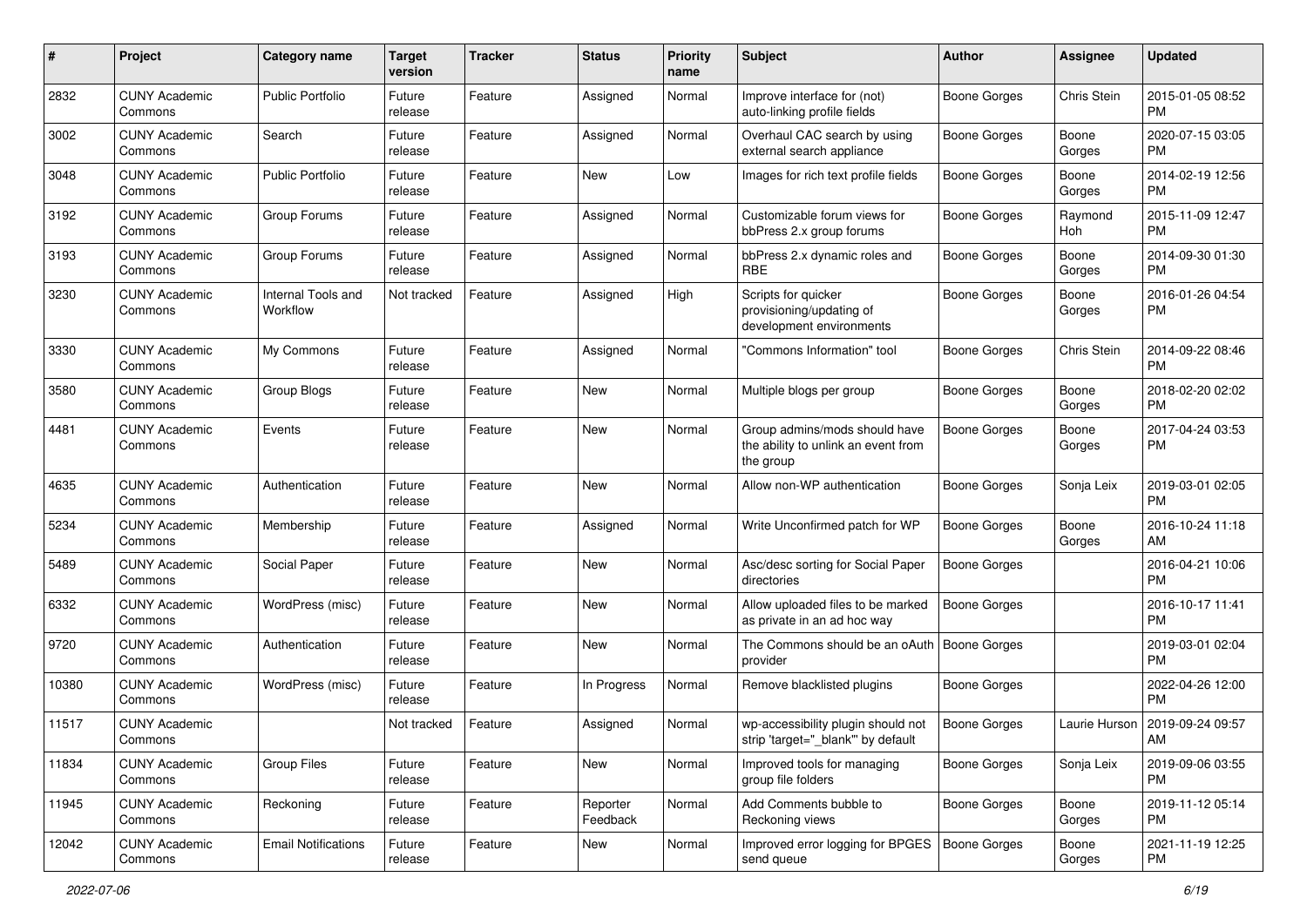| # | Project | Category name | Target version | Tracker | Status | Priority name | Subject | Author | Assignee | Updated |
|---|---|---|---|---|---|---|---|---|---|---|
| 2832 | CUNY Academic Commons | Public Portfolio | Future release | Feature | Assigned | Normal | Improve interface for (not) auto-linking profile fields | Boone Gorges | Chris Stein | 2015-01-05 08:52 PM |
| 3002 | CUNY Academic Commons | Search | Future release | Feature | Assigned | Normal | Overhaul CAC search by using external search appliance | Boone Gorges | Boone Gorges | 2020-07-15 03:05 PM |
| 3048 | CUNY Academic Commons | Public Portfolio | Future release | Feature | New | Low | Images for rich text profile fields | Boone Gorges | Boone Gorges | 2014-02-19 12:56 PM |
| 3192 | CUNY Academic Commons | Group Forums | Future release | Feature | Assigned | Normal | Customizable forum views for bbPress 2.x group forums | Boone Gorges | Raymond Hoh | 2015-11-09 12:47 PM |
| 3193 | CUNY Academic Commons | Group Forums | Future release | Feature | Assigned | Normal | bbPress 2.x dynamic roles and RBE | Boone Gorges | Boone Gorges | 2014-09-30 01:30 PM |
| 3230 | CUNY Academic Commons | Internal Tools and Workflow | Not tracked | Feature | Assigned | High | Scripts for quicker provisioning/updating of development environments | Boone Gorges | Boone Gorges | 2016-01-26 04:54 PM |
| 3330 | CUNY Academic Commons | My Commons | Future release | Feature | Assigned | Normal | "Commons Information" tool | Boone Gorges | Chris Stein | 2014-09-22 08:46 PM |
| 3580 | CUNY Academic Commons | Group Blogs | Future release | Feature | New | Normal | Multiple blogs per group | Boone Gorges | Boone Gorges | 2018-02-20 02:02 PM |
| 4481 | CUNY Academic Commons | Events | Future release | Feature | New | Normal | Group admins/mods should have the ability to unlink an event from the group | Boone Gorges | Boone Gorges | 2017-04-24 03:53 PM |
| 4635 | CUNY Academic Commons | Authentication | Future release | Feature | New | Normal | Allow non-WP authentication | Boone Gorges | Sonja Leix | 2019-03-01 02:05 PM |
| 5234 | CUNY Academic Commons | Membership | Future release | Feature | Assigned | Normal | Write Unconfirmed patch for WP | Boone Gorges | Boone Gorges | 2016-10-24 11:18 AM |
| 5489 | CUNY Academic Commons | Social Paper | Future release | Feature | New | Normal | Asc/desc sorting for Social Paper directories | Boone Gorges | | 2016-04-21 10:06 PM |
| 6332 | CUNY Academic Commons | WordPress (misc) | Future release | Feature | New | Normal | Allow uploaded files to be marked as private in an ad hoc way | Boone Gorges | | 2016-10-17 11:41 PM |
| 9720 | CUNY Academic Commons | Authentication | Future release | Feature | New | Normal | The Commons should be an oAuth provider | Boone Gorges | | 2019-03-01 02:04 PM |
| 10380 | CUNY Academic Commons | WordPress (misc) | Future release | Feature | In Progress | Normal | Remove blacklisted plugins | Boone Gorges | | 2022-04-26 12:00 PM |
| 11517 | CUNY Academic Commons | | Not tracked | Feature | Assigned | Normal | wp-accessibility plugin should not strip 'target="_blank"' by default | Boone Gorges | Laurie Hurson | 2019-09-24 09:57 AM |
| 11834 | CUNY Academic Commons | Group Files | Future release | Feature | New | Normal | Improved tools for managing group file folders | Boone Gorges | Sonja Leix | 2019-09-06 03:55 PM |
| 11945 | CUNY Academic Commons | Reckoning | Future release | Feature | Reporter Feedback | Normal | Add Comments bubble to Reckoning views | Boone Gorges | Boone Gorges | 2019-11-12 05:14 PM |
| 12042 | CUNY Academic Commons | Email Notifications | Future release | Feature | New | Normal | Improved error logging for BPGES send queue | Boone Gorges | Boone Gorges | 2021-11-19 12:25 PM |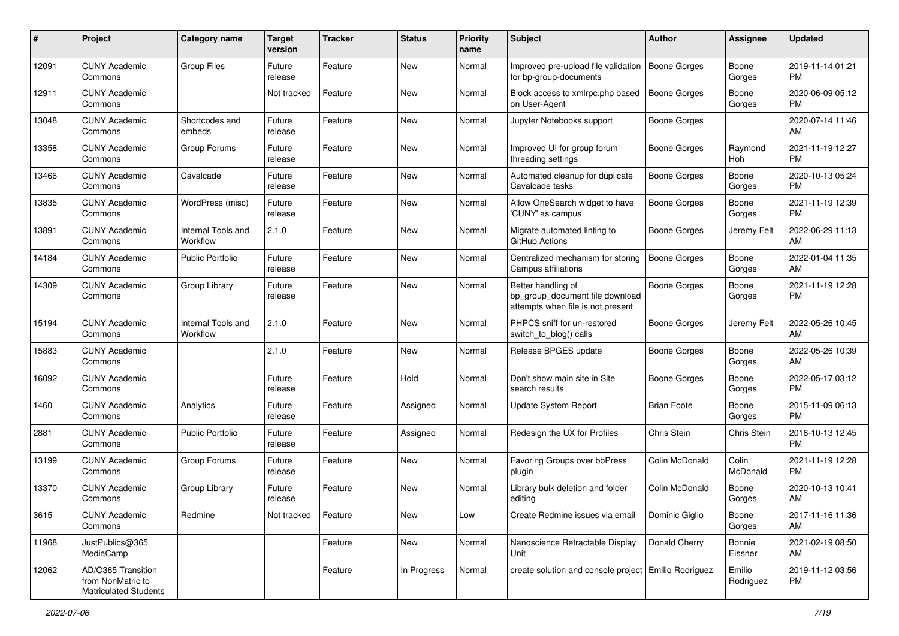| # | Project | Category name | Target version | Tracker | Status | Priority name | Subject | Author | Assignee | Updated |
|---|---|---|---|---|---|---|---|---|---|---|
| 12091 | CUNY Academic Commons | Group Files | Future release | Feature | New | Normal | Improved pre-upload file validation for bp-group-documents | Boone Gorges | Boone Gorges | 2019-11-14 01:21 PM |
| 12911 | CUNY Academic Commons | | Not tracked | Feature | New | Normal | Block access to xmlrpc.php based on User-Agent | Boone Gorges | Boone Gorges | 2020-06-09 05:12 PM |
| 13048 | CUNY Academic Commons | Shortcodes and embeds | Future release | Feature | New | Normal | Jupyter Notebooks support | Boone Gorges | | 2020-07-14 11:46 AM |
| 13358 | CUNY Academic Commons | Group Forums | Future release | Feature | New | Normal | Improved UI for group forum threading settings | Boone Gorges | Raymond Hoh | 2021-11-19 12:27 PM |
| 13466 | CUNY Academic Commons | Cavalcade | Future release | Feature | New | Normal | Automated cleanup for duplicate Cavalcade tasks | Boone Gorges | Boone Gorges | 2020-10-13 05:24 PM |
| 13835 | CUNY Academic Commons | WordPress (misc) | Future release | Feature | New | Normal | Allow OneSearch widget to have 'CUNY' as campus | Boone Gorges | Boone Gorges | 2021-11-19 12:39 PM |
| 13891 | CUNY Academic Commons | Internal Tools and Workflow | 2.1.0 | Feature | New | Normal | Migrate automated linting to GitHub Actions | Boone Gorges | Jeremy Felt | 2022-06-29 11:13 AM |
| 14184 | CUNY Academic Commons | Public Portfolio | Future release | Feature | New | Normal | Centralized mechanism for storing Campus affiliations | Boone Gorges | Boone Gorges | 2022-01-04 11:35 AM |
| 14309 | CUNY Academic Commons | Group Library | Future release | Feature | New | Normal | Better handling of bp_group_document file download attempts when file is not present | Boone Gorges | Boone Gorges | 2021-11-19 12:28 PM |
| 15194 | CUNY Academic Commons | Internal Tools and Workflow | 2.1.0 | Feature | New | Normal | PHPCS sniff for un-restored switch_to_blog() calls | Boone Gorges | Jeremy Felt | 2022-05-26 10:45 AM |
| 15883 | CUNY Academic Commons | | 2.1.0 | Feature | New | Normal | Release BPGES update | Boone Gorges | Boone Gorges | 2022-05-26 10:39 AM |
| 16092 | CUNY Academic Commons | | Future release | Feature | Hold | Normal | Don't show main site in Site search results | Boone Gorges | Boone Gorges | 2022-05-17 03:12 PM |
| 1460 | CUNY Academic Commons | Analytics | Future release | Feature | Assigned | Normal | Update System Report | Brian Foote | Boone Gorges | 2015-11-09 06:13 PM |
| 2881 | CUNY Academic Commons | Public Portfolio | Future release | Feature | Assigned | Normal | Redesign the UX for Profiles | Chris Stein | Chris Stein | 2016-10-13 12:45 PM |
| 13199 | CUNY Academic Commons | Group Forums | Future release | Feature | New | Normal | Favoring Groups over bbPress plugin | Colin McDonald | Colin McDonald | 2021-11-19 12:28 PM |
| 13370 | CUNY Academic Commons | Group Library | Future release | Feature | New | Normal | Library bulk deletion and folder editing | Colin McDonald | Boone Gorges | 2020-10-13 10:41 AM |
| 3615 | CUNY Academic Commons | Redmine | Not tracked | Feature | New | Low | Create Redmine issues via email | Dominic Giglio | Boone Gorges | 2017-11-16 11:36 AM |
| 11968 | JustPublics@365 MediaCamp | | | Feature | New | Normal | Nanoscience Retractable Display Unit | Donald Cherry | Bonnie Eissner | 2021-02-19 08:50 AM |
| 12062 | AD/O365 Transition from NonMatric to Matriculated Students | | | Feature | In Progress | Normal | create solution and console project | Emilio Rodriguez | Emilio Rodriguez | 2019-11-12 03:56 PM |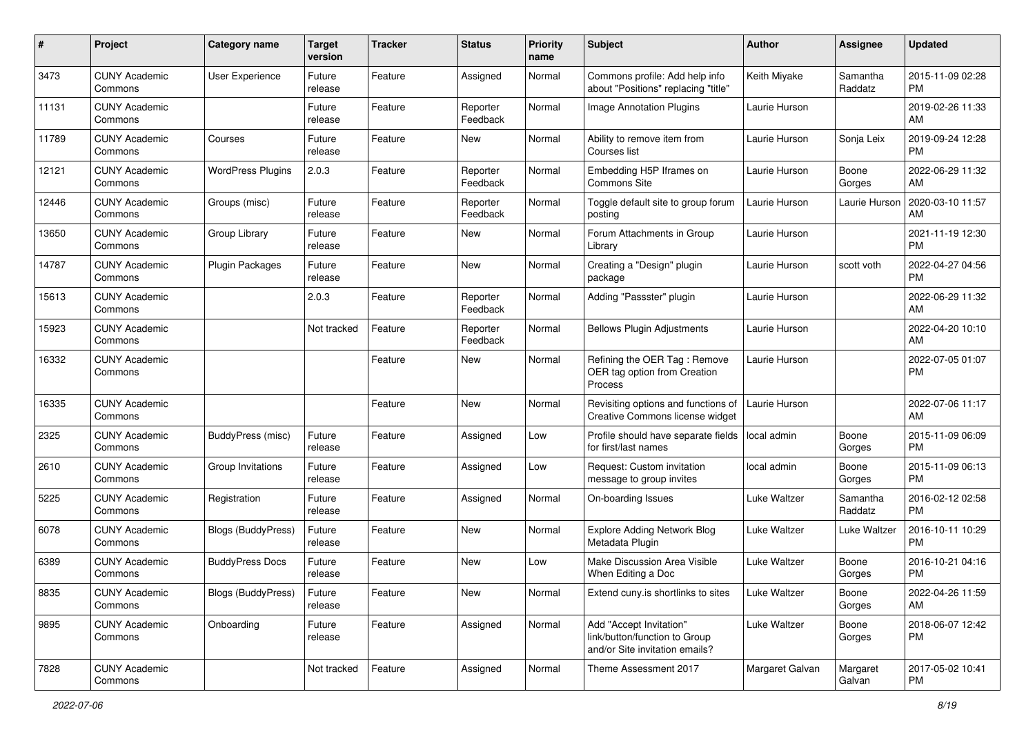| # | Project | Category name | Target version | Tracker | Status | Priority name | Subject | Author | Assignee | Updated |
|---|---|---|---|---|---|---|---|---|---|---|
| 3473 | CUNY Academic Commons | User Experience | Future release | Feature | Assigned | Normal | Commons profile: Add help info about "Positions" replacing "title" | Keith Miyake | Samantha Raddatz | 2015-11-09 02:28 PM |
| 11131 | CUNY Academic Commons | | Future release | Feature | Reporter Feedback | Normal | Image Annotation Plugins | Laurie Hurson | | 2019-02-26 11:33 AM |
| 11789 | CUNY Academic Commons | Courses | Future release | Feature | New | Normal | Ability to remove item from Courses list | Laurie Hurson | Sonja Leix | 2019-09-24 12:28 PM |
| 12121 | CUNY Academic Commons | WordPress Plugins | 2.0.3 | Feature | Reporter Feedback | Normal | Embedding H5P Iframes on Commons Site | Laurie Hurson | Boone Gorges | 2022-06-29 11:32 AM |
| 12446 | CUNY Academic Commons | Groups (misc) | Future release | Feature | Reporter Feedback | Normal | Toggle default site to group forum posting | Laurie Hurson | Laurie Hurson | 2020-03-10 11:57 AM |
| 13650 | CUNY Academic Commons | Group Library | Future release | Feature | New | Normal | Forum Attachments in Group Library | Laurie Hurson | | 2021-11-19 12:30 PM |
| 14787 | CUNY Academic Commons | Plugin Packages | Future release | Feature | New | Normal | Creating a "Design" plugin package | Laurie Hurson | scott voth | 2022-04-27 04:56 PM |
| 15613 | CUNY Academic Commons | | 2.0.3 | Feature | Reporter Feedback | Normal | Adding "Passster" plugin | Laurie Hurson | | 2022-06-29 11:32 AM |
| 15923 | CUNY Academic Commons | | Not tracked | Feature | Reporter Feedback | Normal | Bellows Plugin Adjustments | Laurie Hurson | | 2022-04-20 10:10 AM |
| 16332 | CUNY Academic Commons | | | Feature | New | Normal | Refining the OER Tag : Remove OER tag option from Creation Process | Laurie Hurson | | 2022-07-05 01:07 PM |
| 16335 | CUNY Academic Commons | | | Feature | New | Normal | Revisiting options and functions of Creative Commons license widget | Laurie Hurson | | 2022-07-06 11:17 AM |
| 2325 | CUNY Academic Commons | BuddyPress (misc) | Future release | Feature | Assigned | Low | Profile should have separate fields for first/last names | local admin | Boone Gorges | 2015-11-09 06:09 PM |
| 2610 | CUNY Academic Commons | Group Invitations | Future release | Feature | Assigned | Low | Request: Custom invitation message to group invites | local admin | Boone Gorges | 2015-11-09 06:13 PM |
| 5225 | CUNY Academic Commons | Registration | Future release | Feature | Assigned | Normal | On-boarding Issues | Luke Waltzer | Samantha Raddatz | 2016-02-12 02:58 PM |
| 6078 | CUNY Academic Commons | Blogs (BuddyPress) | Future release | Feature | New | Normal | Explore Adding Network Blog Metadata Plugin | Luke Waltzer | Luke Waltzer | 2016-10-11 10:29 PM |
| 6389 | CUNY Academic Commons | BuddyPress Docs | Future release | Feature | New | Low | Make Discussion Area Visible When Editing a Doc | Luke Waltzer | Boone Gorges | 2016-10-21 04:16 PM |
| 8835 | CUNY Academic Commons | Blogs (BuddyPress) | Future release | Feature | New | Normal | Extend cuny.is shortlinks to sites | Luke Waltzer | Boone Gorges | 2022-04-26 11:59 AM |
| 9895 | CUNY Academic Commons | Onboarding | Future release | Feature | Assigned | Normal | Add "Accept Invitation" link/button/function to Group and/or Site invitation emails? | Luke Waltzer | Boone Gorges | 2018-06-07 12:42 PM |
| 7828 | CUNY Academic Commons | | Not tracked | Feature | Assigned | Normal | Theme Assessment 2017 | Margaret Galvan | Margaret Galvan | 2017-05-02 10:41 PM |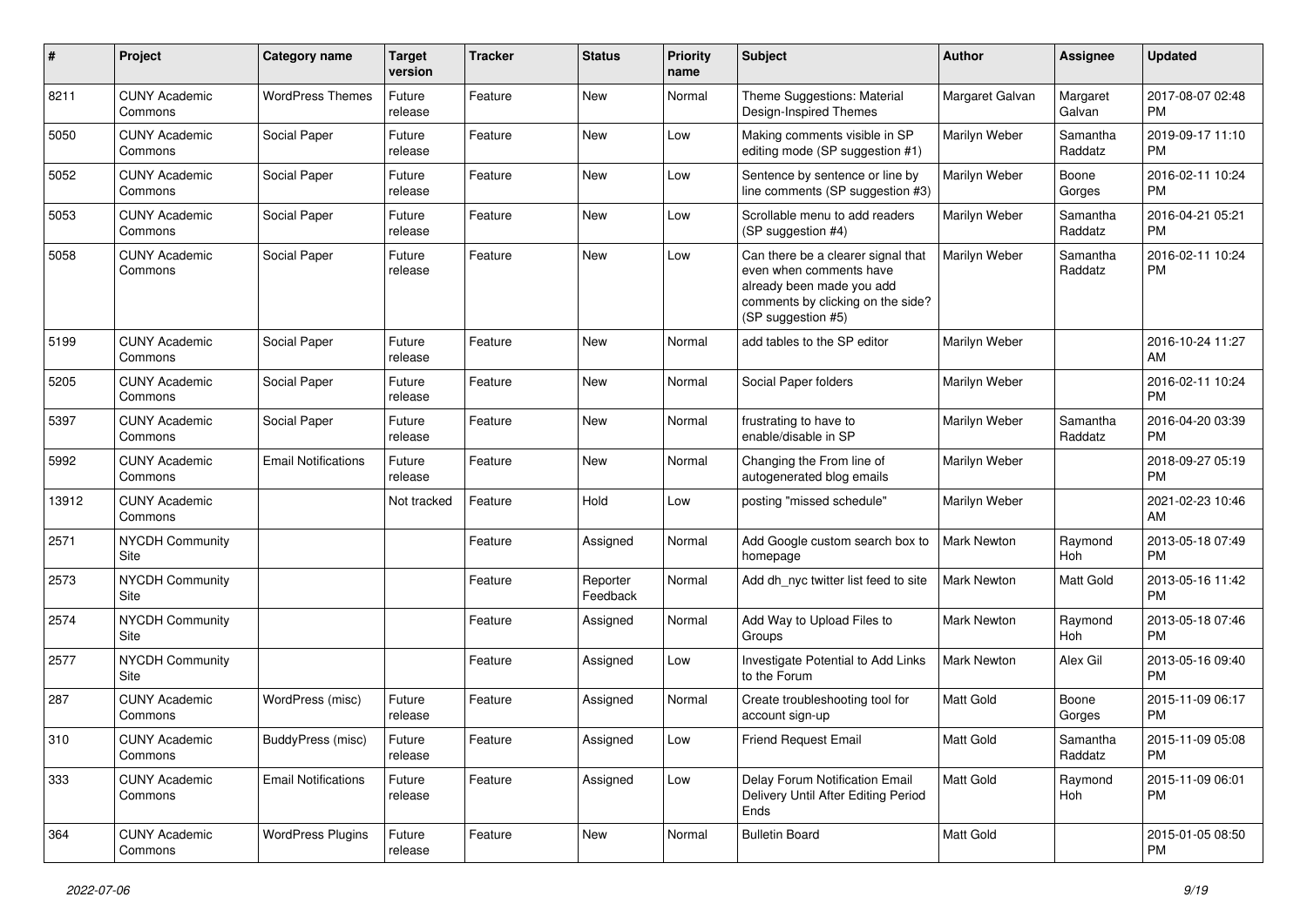| # | Project | Category name | Target version | Tracker | Status | Priority name | Subject | Author | Assignee | Updated |
|---|---|---|---|---|---|---|---|---|---|---|
| 8211 | CUNY Academic Commons | WordPress Themes | Future release | Feature | New | Normal | Theme Suggestions: Material Design-Inspired Themes | Margaret Galvan | Margaret Galvan | 2017-08-07 02:48 PM |
| 5050 | CUNY Academic Commons | Social Paper | Future release | Feature | New | Low | Making comments visible in SP editing mode (SP suggestion #1) | Marilyn Weber | Samantha Raddatz | 2019-09-17 11:10 PM |
| 5052 | CUNY Academic Commons | Social Paper | Future release | Feature | New | Low | Sentence by sentence or line by line comments (SP suggestion #3) | Marilyn Weber | Boone Gorges | 2016-02-11 10:24 PM |
| 5053 | CUNY Academic Commons | Social Paper | Future release | Feature | New | Low | Scrollable menu to add readers (SP suggestion #4) | Marilyn Weber | Samantha Raddatz | 2016-04-21 05:21 PM |
| 5058 | CUNY Academic Commons | Social Paper | Future release | Feature | New | Low | Can there be a clearer signal that even when comments have already been made you add comments by clicking on the side? (SP suggestion #5) | Marilyn Weber | Samantha Raddatz | 2016-02-11 10:24 PM |
| 5199 | CUNY Academic Commons | Social Paper | Future release | Feature | New | Normal | add tables to the SP editor | Marilyn Weber | | 2016-10-24 11:27 AM |
| 5205 | CUNY Academic Commons | Social Paper | Future release | Feature | New | Normal | Social Paper folders | Marilyn Weber | | 2016-02-11 10:24 PM |
| 5397 | CUNY Academic Commons | Social Paper | Future release | Feature | New | Normal | frustrating to have to enable/disable in SP | Marilyn Weber | Samantha Raddatz | 2016-04-20 03:39 PM |
| 5992 | CUNY Academic Commons | Email Notifications | Future release | Feature | New | Normal | Changing the From line of autogenerated blog emails | Marilyn Weber | | 2018-09-27 05:19 PM |
| 13912 | CUNY Academic Commons | | Not tracked | Feature | Hold | Low | posting "missed schedule" | Marilyn Weber | | 2021-02-23 10:46 AM |
| 2571 | NYCDH Community Site | | | Feature | Assigned | Normal | Add Google custom search box to homepage | Mark Newton | Raymond Hoh | 2013-05-18 07:49 PM |
| 2573 | NYCDH Community Site | | | Feature | Reporter Feedback | Normal | Add dh_nyc twitter list feed to site | Mark Newton | Matt Gold | 2013-05-16 11:42 PM |
| 2574 | NYCDH Community Site | | | Feature | Assigned | Normal | Add Way to Upload Files to Groups | Mark Newton | Raymond Hoh | 2013-05-18 07:46 PM |
| 2577 | NYCDH Community Site | | | Feature | Assigned | Low | Investigate Potential to Add Links to the Forum | Mark Newton | Alex Gil | 2013-05-16 09:40 PM |
| 287 | CUNY Academic Commons | WordPress (misc) | Future release | Feature | Assigned | Normal | Create troubleshooting tool for account sign-up | Matt Gold | Boone Gorges | 2015-11-09 06:17 PM |
| 310 | CUNY Academic Commons | BuddyPress (misc) | Future release | Feature | Assigned | Low | Friend Request Email | Matt Gold | Samantha Raddatz | 2015-11-09 05:08 PM |
| 333 | CUNY Academic Commons | Email Notifications | Future release | Feature | Assigned | Low | Delay Forum Notification Email Delivery Until After Editing Period Ends | Matt Gold | Raymond Hoh | 2015-11-09 06:01 PM |
| 364 | CUNY Academic Commons | WordPress Plugins | Future release | Feature | New | Normal | Bulletin Board | Matt Gold | | 2015-01-05 08:50 PM |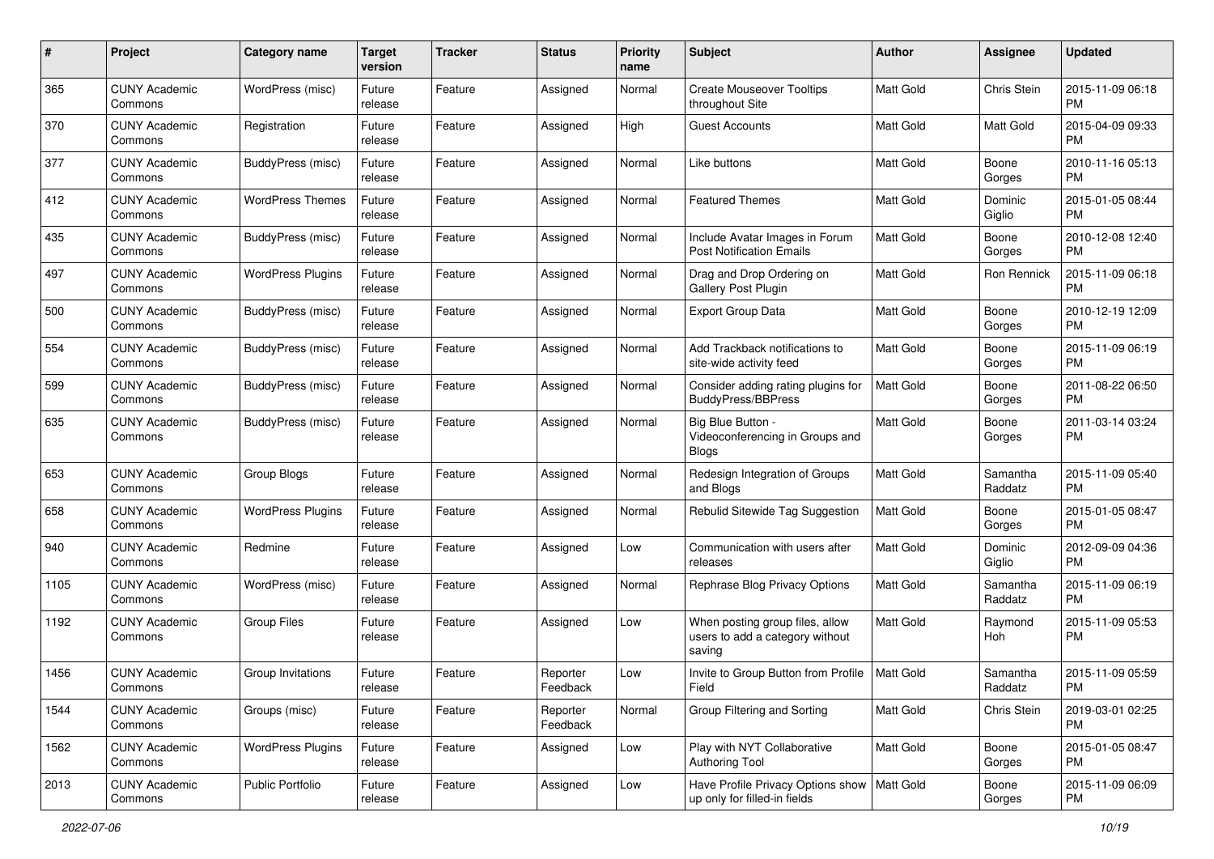| # | Project | Category name | Target version | Tracker | Status | Priority name | Subject | Author | Assignee | Updated |
|---|---|---|---|---|---|---|---|---|---|---|
| 365 | CUNY Academic Commons | WordPress (misc) | Future release | Feature | Assigned | Normal | Create Mouseover Tooltips throughout Site | Matt Gold | Chris Stein | 2015-11-09 06:18 PM |
| 370 | CUNY Academic Commons | Registration | Future release | Feature | Assigned | High | Guest Accounts | Matt Gold | Matt Gold | 2015-04-09 09:33 PM |
| 377 | CUNY Academic Commons | BuddyPress (misc) | Future release | Feature | Assigned | Normal | Like buttons | Matt Gold | Boone Gorges | 2010-11-16 05:13 PM |
| 412 | CUNY Academic Commons | WordPress Themes | Future release | Feature | Assigned | Normal | Featured Themes | Matt Gold | Dominic Giglio | 2015-01-05 08:44 PM |
| 435 | CUNY Academic Commons | BuddyPress (misc) | Future release | Feature | Assigned | Normal | Include Avatar Images in Forum Post Notification Emails | Matt Gold | Boone Gorges | 2010-12-08 12:40 PM |
| 497 | CUNY Academic Commons | WordPress Plugins | Future release | Feature | Assigned | Normal | Drag and Drop Ordering on Gallery Post Plugin | Matt Gold | Ron Rennick | 2015-11-09 06:18 PM |
| 500 | CUNY Academic Commons | BuddyPress (misc) | Future release | Feature | Assigned | Normal | Export Group Data | Matt Gold | Boone Gorges | 2010-12-19 12:09 PM |
| 554 | CUNY Academic Commons | BuddyPress (misc) | Future release | Feature | Assigned | Normal | Add Trackback notifications to site-wide activity feed | Matt Gold | Boone Gorges | 2015-11-09 06:19 PM |
| 599 | CUNY Academic Commons | BuddyPress (misc) | Future release | Feature | Assigned | Normal | Consider adding rating plugins for BuddyPress/BBPress | Matt Gold | Boone Gorges | 2011-08-22 06:50 PM |
| 635 | CUNY Academic Commons | BuddyPress (misc) | Future release | Feature | Assigned | Normal | Big Blue Button - Videoconferencing in Groups and Blogs | Matt Gold | Boone Gorges | 2011-03-14 03:24 PM |
| 653 | CUNY Academic Commons | Group Blogs | Future release | Feature | Assigned | Normal | Redesign Integration of Groups and Blogs | Matt Gold | Samantha Raddatz | 2015-11-09 05:40 PM |
| 658 | CUNY Academic Commons | WordPress Plugins | Future release | Feature | Assigned | Normal | Rebulid Sitewide Tag Suggestion | Matt Gold | Boone Gorges | 2015-01-05 08:47 PM |
| 940 | CUNY Academic Commons | Redmine | Future release | Feature | Assigned | Low | Communication with users after releases | Matt Gold | Dominic Giglio | 2012-09-09 04:36 PM |
| 1105 | CUNY Academic Commons | WordPress (misc) | Future release | Feature | Assigned | Normal | Rephrase Blog Privacy Options | Matt Gold | Samantha Raddatz | 2015-11-09 06:19 PM |
| 1192 | CUNY Academic Commons | Group Files | Future release | Feature | Assigned | Low | When posting group files, allow users to add a category without saving | Matt Gold | Raymond Hoh | 2015-11-09 05:53 PM |
| 1456 | CUNY Academic Commons | Group Invitations | Future release | Feature | Reporter Feedback | Low | Invite to Group Button from Profile Field | Matt Gold | Samantha Raddatz | 2015-11-09 05:59 PM |
| 1544 | CUNY Academic Commons | Groups (misc) | Future release | Feature | Reporter Feedback | Normal | Group Filtering and Sorting | Matt Gold | Chris Stein | 2019-03-01 02:25 PM |
| 1562 | CUNY Academic Commons | WordPress Plugins | Future release | Feature | Assigned | Low | Play with NYT Collaborative Authoring Tool | Matt Gold | Boone Gorges | 2015-01-05 08:47 PM |
| 2013 | CUNY Academic Commons | Public Portfolio | Future release | Feature | Assigned | Low | Have Profile Privacy Options show up only for filled-in fields | Matt Gold | Boone Gorges | 2015-11-09 06:09 PM |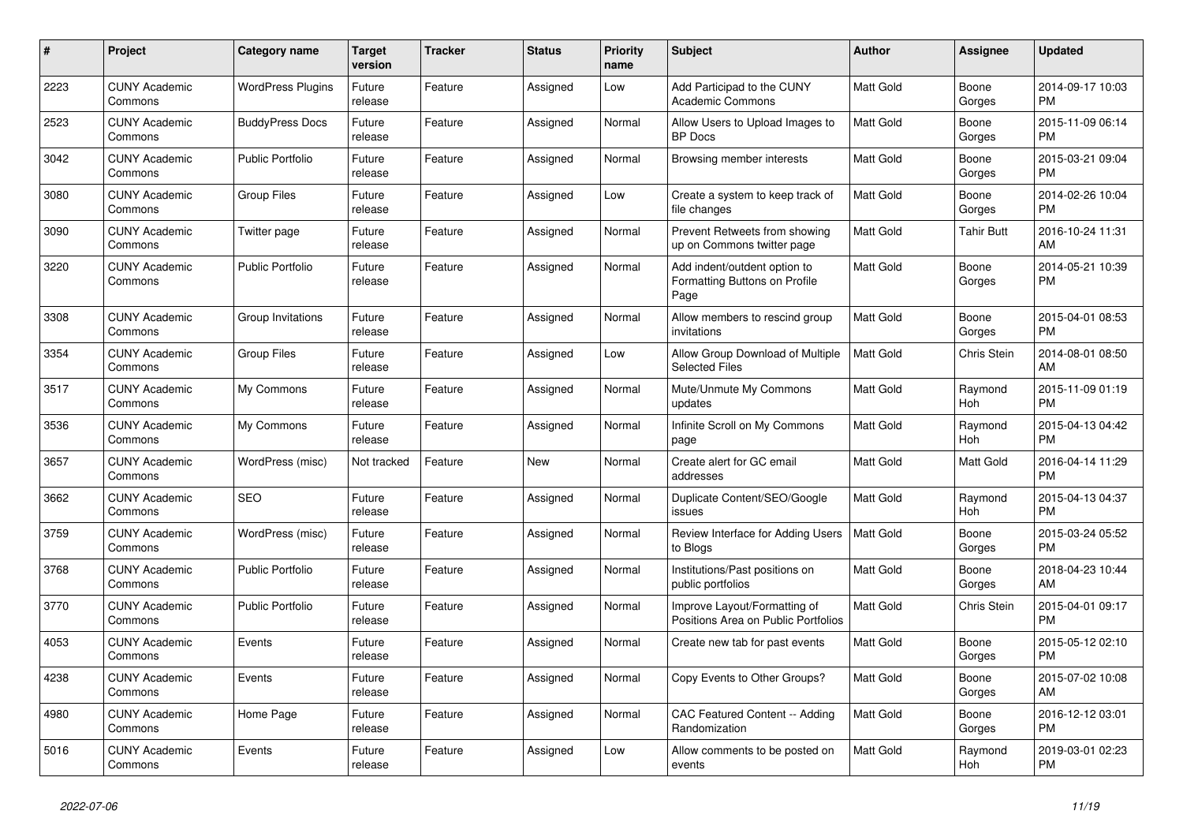| # | Project | Category name | Target version | Tracker | Status | Priority name | Subject | Author | Assignee | Updated |
|---|---|---|---|---|---|---|---|---|---|---|
| 2223 | CUNY Academic Commons | WordPress Plugins | Future release | Feature | Assigned | Low | Add Participad to the CUNY Academic Commons | Matt Gold | Boone Gorges | 2014-09-17 10:03 PM |
| 2523 | CUNY Academic Commons | BuddyPress Docs | Future release | Feature | Assigned | Normal | Allow Users to Upload Images to BP Docs | Matt Gold | Boone Gorges | 2015-11-09 06:14 PM |
| 3042 | CUNY Academic Commons | Public Portfolio | Future release | Feature | Assigned | Normal | Browsing member interests | Matt Gold | Boone Gorges | 2015-03-21 09:04 PM |
| 3080 | CUNY Academic Commons | Group Files | Future release | Feature | Assigned | Low | Create a system to keep track of file changes | Matt Gold | Boone Gorges | 2014-02-26 10:04 PM |
| 3090 | CUNY Academic Commons | Twitter page | Future release | Feature | Assigned | Normal | Prevent Retweets from showing up on Commons twitter page | Matt Gold | Tahir Butt | 2016-10-24 11:31 AM |
| 3220 | CUNY Academic Commons | Public Portfolio | Future release | Feature | Assigned | Normal | Add indent/outdent option to Formatting Buttons on Profile Page | Matt Gold | Boone Gorges | 2014-05-21 10:39 PM |
| 3308 | CUNY Academic Commons | Group Invitations | Future release | Feature | Assigned | Normal | Allow members to rescind group invitations | Matt Gold | Boone Gorges | 2015-04-01 08:53 PM |
| 3354 | CUNY Academic Commons | Group Files | Future release | Feature | Assigned | Low | Allow Group Download of Multiple Selected Files | Matt Gold | Chris Stein | 2014-08-01 08:50 AM |
| 3517 | CUNY Academic Commons | My Commons | Future release | Feature | Assigned | Normal | Mute/Unmute My Commons updates | Matt Gold | Raymond Hoh | 2015-11-09 01:19 PM |
| 3536 | CUNY Academic Commons | My Commons | Future release | Feature | Assigned | Normal | Infinite Scroll on My Commons page | Matt Gold | Raymond Hoh | 2015-04-13 04:42 PM |
| 3657 | CUNY Academic Commons | WordPress (misc) | Not tracked | Feature | New | Normal | Create alert for GC email addresses | Matt Gold | Matt Gold | 2016-04-14 11:29 PM |
| 3662 | CUNY Academic Commons | SEO | Future release | Feature | Assigned | Normal | Duplicate Content/SEO/Google issues | Matt Gold | Raymond Hoh | 2015-04-13 04:37 PM |
| 3759 | CUNY Academic Commons | WordPress (misc) | Future release | Feature | Assigned | Normal | Review Interface for Adding Users to Blogs | Matt Gold | Boone Gorges | 2015-03-24 05:52 PM |
| 3768 | CUNY Academic Commons | Public Portfolio | Future release | Feature | Assigned | Normal | Institutions/Past positions on public portfolios | Matt Gold | Boone Gorges | 2018-04-23 10:44 AM |
| 3770 | CUNY Academic Commons | Public Portfolio | Future release | Feature | Assigned | Normal | Improve Layout/Formatting of Positions Area on Public Portfolios | Matt Gold | Chris Stein | 2015-04-01 09:17 PM |
| 4053 | CUNY Academic Commons | Events | Future release | Feature | Assigned | Normal | Create new tab for past events | Matt Gold | Boone Gorges | 2015-05-12 02:10 PM |
| 4238 | CUNY Academic Commons | Events | Future release | Feature | Assigned | Normal | Copy Events to Other Groups? | Matt Gold | Boone Gorges | 2015-07-02 10:08 AM |
| 4980 | CUNY Academic Commons | Home Page | Future release | Feature | Assigned | Normal | CAC Featured Content -- Adding Randomization | Matt Gold | Boone Gorges | 2016-12-12 03:01 PM |
| 5016 | CUNY Academic Commons | Events | Future release | Feature | Assigned | Low | Allow comments to be posted on events | Matt Gold | Raymond Hoh | 2019-03-01 02:23 PM |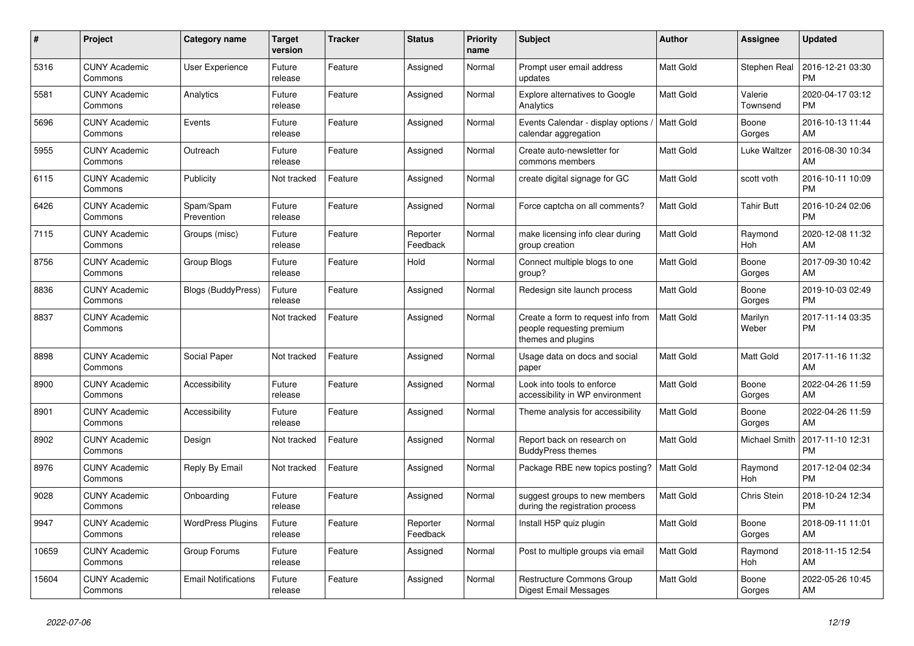| # | Project | Category name | Target version | Tracker | Status | Priority name | Subject | Author | Assignee | Updated |
|---|---|---|---|---|---|---|---|---|---|---|
| 5316 | CUNY Academic Commons | User Experience | Future release | Feature | Assigned | Normal | Prompt user email address updates | Matt Gold | Stephen Real | 2016-12-21 03:30 PM |
| 5581 | CUNY Academic Commons | Analytics | Future release | Feature | Assigned | Normal | Explore alternatives to Google Analytics | Matt Gold | Valerie Townsend | 2020-04-17 03:12 PM |
| 5696 | CUNY Academic Commons | Events | Future release | Feature | Assigned | Normal | Events Calendar - display options / calendar aggregation | Matt Gold | Boone Gorges | 2016-10-13 11:44 AM |
| 5955 | CUNY Academic Commons | Outreach | Future release | Feature | Assigned | Normal | Create auto-newsletter for commons members | Matt Gold | Luke Waltzer | 2016-08-30 10:34 AM |
| 6115 | CUNY Academic Commons | Publicity | Not tracked | Feature | Assigned | Normal | create digital signage for GC | Matt Gold | scott voth | 2016-10-11 10:09 PM |
| 6426 | CUNY Academic Commons | Spam/Spam Prevention | Future release | Feature | Assigned | Normal | Force captcha on all comments? | Matt Gold | Tahir Butt | 2016-10-24 02:06 PM |
| 7115 | CUNY Academic Commons | Groups (misc) | Future release | Feature | Reporter Feedback | Normal | make licensing info clear during group creation | Matt Gold | Raymond Hoh | 2020-12-08 11:32 AM |
| 8756 | CUNY Academic Commons | Group Blogs | Future release | Feature | Hold | Normal | Connect multiple blogs to one group? | Matt Gold | Boone Gorges | 2017-09-30 10:42 AM |
| 8836 | CUNY Academic Commons | Blogs (BuddyPress) | Future release | Feature | Assigned | Normal | Redesign site launch process | Matt Gold | Boone Gorges | 2019-10-03 02:49 PM |
| 8837 | CUNY Academic Commons | | Not tracked | Feature | Assigned | Normal | Create a form to request info from people requesting premium themes and plugins | Matt Gold | Marilyn Weber | 2017-11-14 03:35 PM |
| 8898 | CUNY Academic Commons | Social Paper | Not tracked | Feature | Assigned | Normal | Usage data on docs and social paper | Matt Gold | Matt Gold | 2017-11-16 11:32 AM |
| 8900 | CUNY Academic Commons | Accessibility | Future release | Feature | Assigned | Normal | Look into tools to enforce accessibility in WP environment | Matt Gold | Boone Gorges | 2022-04-26 11:59 AM |
| 8901 | CUNY Academic Commons | Accessibility | Future release | Feature | Assigned | Normal | Theme analysis for accessibility | Matt Gold | Boone Gorges | 2022-04-26 11:59 AM |
| 8902 | CUNY Academic Commons | Design | Not tracked | Feature | Assigned | Normal | Report back on research on BuddyPress themes | Matt Gold | Michael Smith | 2017-11-10 12:31 PM |
| 8976 | CUNY Academic Commons | Reply By Email | Not tracked | Feature | Assigned | Normal | Package RBE new topics posting? | Matt Gold | Raymond Hoh | 2017-12-04 02:34 PM |
| 9028 | CUNY Academic Commons | Onboarding | Future release | Feature | Assigned | Normal | suggest groups to new members during the registration process | Matt Gold | Chris Stein | 2018-10-24 12:34 PM |
| 9947 | CUNY Academic Commons | WordPress Plugins | Future release | Feature | Reporter Feedback | Normal | Install H5P quiz plugin | Matt Gold | Boone Gorges | 2018-09-11 11:01 AM |
| 10659 | CUNY Academic Commons | Group Forums | Future release | Feature | Assigned | Normal | Post to multiple groups via email | Matt Gold | Raymond Hoh | 2018-11-15 12:54 AM |
| 15604 | CUNY Academic Commons | Email Notifications | Future release | Feature | Assigned | Normal | Restructure Commons Group Digest Email Messages | Matt Gold | Boone Gorges | 2022-05-26 10:45 AM |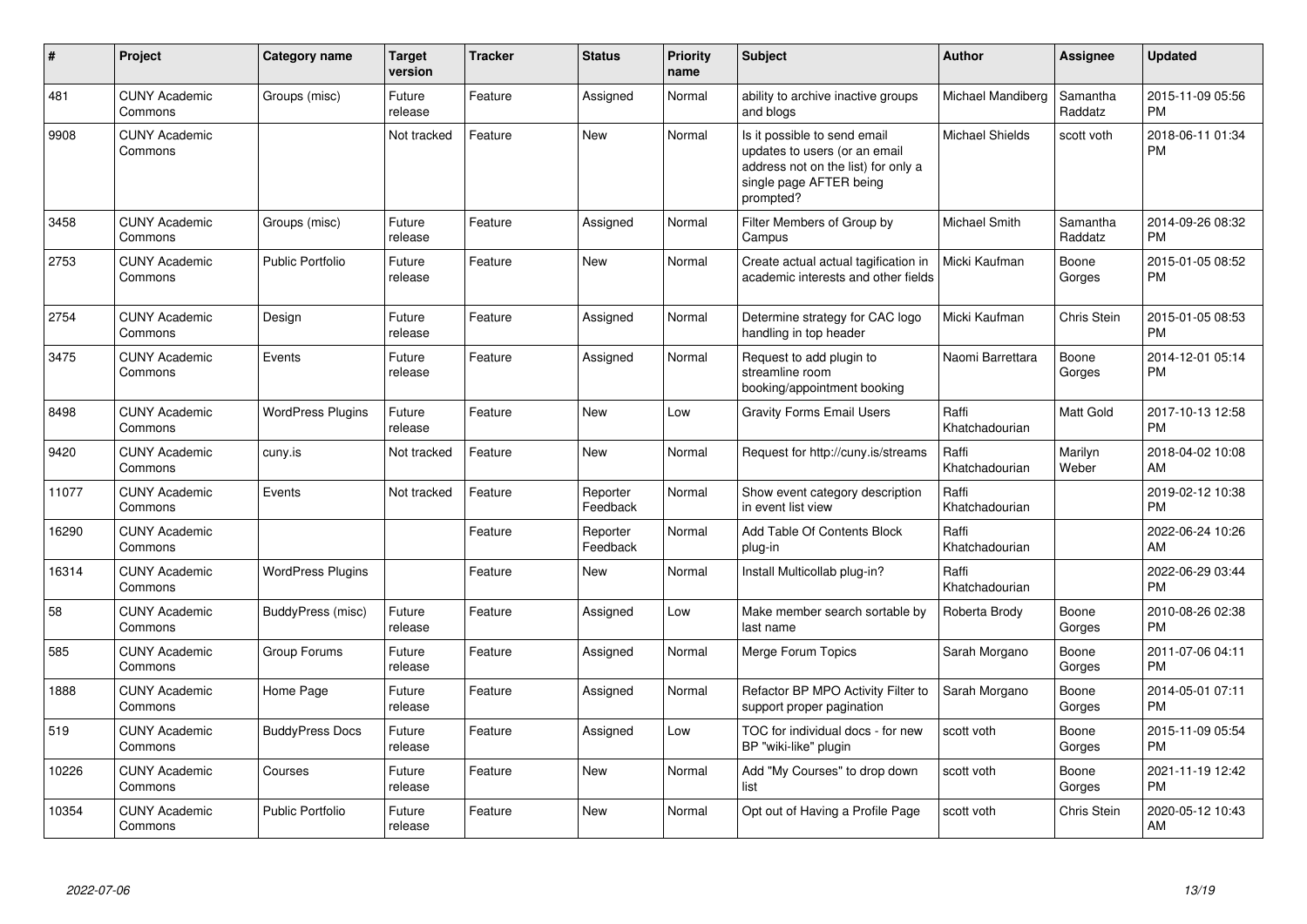| # | Project | Category name | Target version | Tracker | Status | Priority name | Subject | Author | Assignee | Updated |
|---|---|---|---|---|---|---|---|---|---|---|
| 481 | CUNY Academic Commons | Groups (misc) | Future release | Feature | Assigned | Normal | ability to archive inactive groups and blogs | Michael Mandiberg | Samantha Raddatz | 2015-11-09 05:56 PM |
| 9908 | CUNY Academic Commons | | Not tracked | Feature | New | Normal | Is it possible to send email updates to users (or an email address not on the list) for only a single page AFTER being prompted? | Michael Shields | scott voth | 2018-06-11 01:34 PM |
| 3458 | CUNY Academic Commons | Groups (misc) | Future release | Feature | Assigned | Normal | Filter Members of Group by Campus | Michael Smith | Samantha Raddatz | 2014-09-26 08:32 PM |
| 2753 | CUNY Academic Commons | Public Portfolio | Future release | Feature | New | Normal | Create actual actual tagification in academic interests and other fields | Micki Kaufman | Boone Gorges | 2015-01-05 08:52 PM |
| 2754 | CUNY Academic Commons | Design | Future release | Feature | Assigned | Normal | Determine strategy for CAC logo handling in top header | Micki Kaufman | Chris Stein | 2015-01-05 08:53 PM |
| 3475 | CUNY Academic Commons | Events | Future release | Feature | Assigned | Normal | Request to add plugin to streamline room booking/appointment booking | Naomi Barrettara | Boone Gorges | 2014-12-01 05:14 PM |
| 8498 | CUNY Academic Commons | WordPress Plugins | Future release | Feature | New | Low | Gravity Forms Email Users | Raffi Khatchadourian | Matt Gold | 2017-10-13 12:58 PM |
| 9420 | CUNY Academic Commons | cuny.is | Not tracked | Feature | New | Normal | Request for http://cuny.is/streams | Raffi Khatchadourian | Marilyn Weber | 2018-04-02 10:08 AM |
| 11077 | CUNY Academic Commons | Events | Not tracked | Feature | Reporter Feedback | Normal | Show event category description in event list view | Raffi Khatchadourian | | 2019-02-12 10:38 PM |
| 16290 | CUNY Academic Commons | | | Feature | Reporter Feedback | Normal | Add Table Of Contents Block plug-in | Raffi Khatchadourian | | 2022-06-24 10:26 AM |
| 16314 | CUNY Academic Commons | WordPress Plugins | | Feature | New | Normal | Install Multicollab plug-in? | Raffi Khatchadourian | | 2022-06-29 03:44 PM |
| 58 | CUNY Academic Commons | BuddyPress (misc) | Future release | Feature | Assigned | Low | Make member search sortable by last name | Roberta Brody | Boone Gorges | 2010-08-26 02:38 PM |
| 585 | CUNY Academic Commons | Group Forums | Future release | Feature | Assigned | Normal | Merge Forum Topics | Sarah Morgano | Boone Gorges | 2011-07-06 04:11 PM |
| 1888 | CUNY Academic Commons | Home Page | Future release | Feature | Assigned | Normal | Refactor BP MPO Activity Filter to support proper pagination | Sarah Morgano | Boone Gorges | 2014-05-01 07:11 PM |
| 519 | CUNY Academic Commons | BuddyPress Docs | Future release | Feature | Assigned | Low | TOC for individual docs - for new BP "wiki-like" plugin | scott voth | Boone Gorges | 2015-11-09 05:54 PM |
| 10226 | CUNY Academic Commons | Courses | Future release | Feature | New | Normal | Add "My Courses" to drop down list | scott voth | Boone Gorges | 2021-11-19 12:42 PM |
| 10354 | CUNY Academic Commons | Public Portfolio | Future release | Feature | New | Normal | Opt out of Having a Profile Page | scott voth | Chris Stein | 2020-05-12 10:43 AM |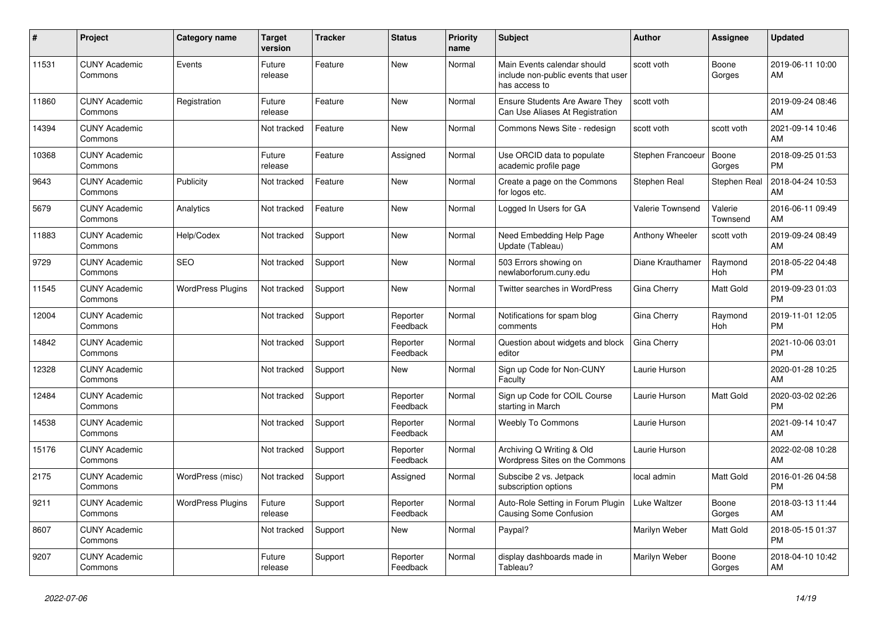| # | Project | Category name | Target version | Tracker | Status | Priority name | Subject | Author | Assignee | Updated |
|---|---|---|---|---|---|---|---|---|---|---|
| 11531 | CUNY Academic Commons | Events | Future release | Feature | New | Normal | Main Events calendar should include non-public events that user has access to | scott voth | Boone Gorges | 2019-06-11 10:00 AM |
| 11860 | CUNY Academic Commons | Registration | Future release | Feature | New | Normal | Ensure Students Are Aware They Can Use Aliases At Registration | scott voth | | 2019-09-24 08:46 AM |
| 14394 | CUNY Academic Commons | | Not tracked | Feature | New | Normal | Commons News Site - redesign | scott voth | scott voth | 2021-09-14 10:46 AM |
| 10368 | CUNY Academic Commons | | Future release | Feature | Assigned | Normal | Use ORCID data to populate academic profile page | Stephen Francoeur | Boone Gorges | 2018-09-25 01:53 PM |
| 9643 | CUNY Academic Commons | Publicity | Not tracked | Feature | New | Normal | Create a page on the Commons for logos etc. | Stephen Real | Stephen Real | 2018-04-24 10:53 AM |
| 5679 | CUNY Academic Commons | Analytics | Not tracked | Feature | New | Normal | Logged In Users for GA | Valerie Townsend | Valerie Townsend | 2016-06-11 09:49 AM |
| 11883 | CUNY Academic Commons | Help/Codex | Not tracked | Support | New | Normal | Need Embedding Help Page Update (Tableau) | Anthony Wheeler | scott voth | 2019-09-24 08:49 AM |
| 9729 | CUNY Academic Commons | SEO | Not tracked | Support | New | Normal | 503 Errors showing on newlaborforum.cuny.edu | Diane Krauthamer | Raymond Hoh | 2018-05-22 04:48 PM |
| 11545 | CUNY Academic Commons | WordPress Plugins | Not tracked | Support | New | Normal | Twitter searches in WordPress | Gina Cherry | Matt Gold | 2019-09-23 01:03 PM |
| 12004 | CUNY Academic Commons | | Not tracked | Support | Reporter Feedback | Normal | Notifications for spam blog comments | Gina Cherry | Raymond Hoh | 2019-11-01 12:05 PM |
| 14842 | CUNY Academic Commons | | Not tracked | Support | Reporter Feedback | Normal | Question about widgets and block editor | Gina Cherry | | 2021-10-06 03:01 PM |
| 12328 | CUNY Academic Commons | | Not tracked | Support | New | Normal | Sign up Code for Non-CUNY Faculty | Laurie Hurson | | 2020-01-28 10:25 AM |
| 12484 | CUNY Academic Commons | | Not tracked | Support | Reporter Feedback | Normal | Sign up Code for COIL Course starting in March | Laurie Hurson | Matt Gold | 2020-03-02 02:26 PM |
| 14538 | CUNY Academic Commons | | Not tracked | Support | Reporter Feedback | Normal | Weebly To Commons | Laurie Hurson | | 2021-09-14 10:47 AM |
| 15176 | CUNY Academic Commons | | Not tracked | Support | Reporter Feedback | Normal | Archiving Q Writing & Old Wordpress Sites on the Commons | Laurie Hurson | | 2022-02-08 10:28 AM |
| 2175 | CUNY Academic Commons | WordPress (misc) | Not tracked | Support | Assigned | Normal | Subscibe 2 vs. Jetpack subscription options | local admin | Matt Gold | 2016-01-26 04:58 PM |
| 9211 | CUNY Academic Commons | WordPress Plugins | Future release | Support | Reporter Feedback | Normal | Auto-Role Setting in Forum Plugin Causing Some Confusion | Luke Waltzer | Boone Gorges | 2018-03-13 11:44 AM |
| 8607 | CUNY Academic Commons | | Not tracked | Support | New | Normal | Paypal? | Marilyn Weber | Matt Gold | 2018-05-15 01:37 PM |
| 9207 | CUNY Academic Commons | | Future release | Support | Reporter Feedback | Normal | display dashboards made in Tableau? | Marilyn Weber | Boone Gorges | 2018-04-10 10:42 AM |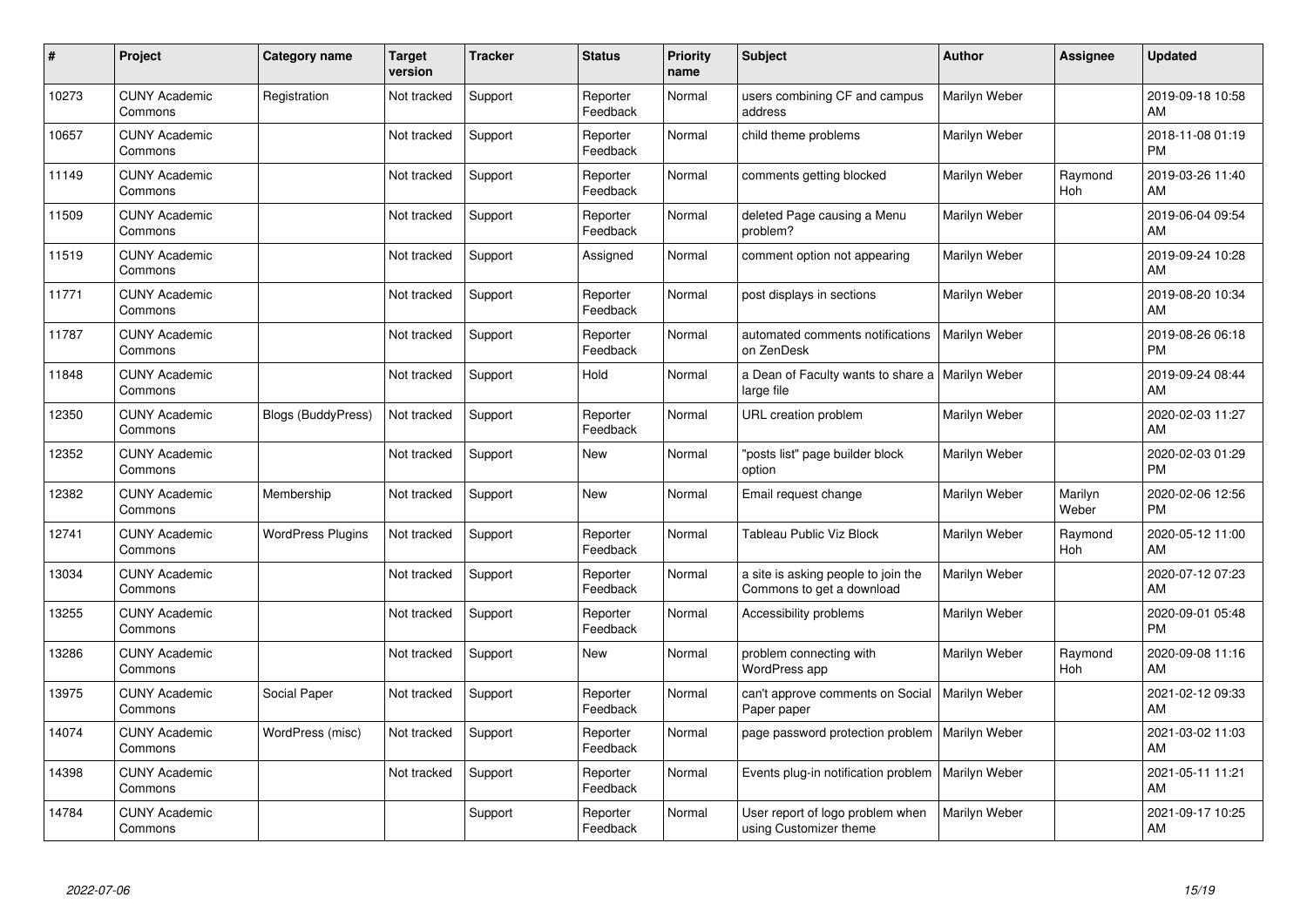| # | Project | Category name | Target version | Tracker | Status | Priority name | Subject | Author | Assignee | Updated |
|---|---|---|---|---|---|---|---|---|---|---|
| 10273 | CUNY Academic Commons | Registration | Not tracked | Support | Reporter Feedback | Normal | users combining CF and campus address | Marilyn Weber | | 2019-09-18 10:58 AM |
| 10657 | CUNY Academic Commons | | Not tracked | Support | Reporter Feedback | Normal | child theme problems | Marilyn Weber | | 2018-11-08 01:19 PM |
| 11149 | CUNY Academic Commons | | Not tracked | Support | Reporter Feedback | Normal | comments getting blocked | Marilyn Weber | Raymond Hoh | 2019-03-26 11:40 AM |
| 11509 | CUNY Academic Commons | | Not tracked | Support | Reporter Feedback | Normal | deleted Page causing a Menu problem? | Marilyn Weber | | 2019-06-04 09:54 AM |
| 11519 | CUNY Academic Commons | | Not tracked | Support | Assigned | Normal | comment option not appearing | Marilyn Weber | | 2019-09-24 10:28 AM |
| 11771 | CUNY Academic Commons | | Not tracked | Support | Reporter Feedback | Normal | post displays in sections | Marilyn Weber | | 2019-08-20 10:34 AM |
| 11787 | CUNY Academic Commons | | Not tracked | Support | Reporter Feedback | Normal | automated comments notifications on ZenDesk | Marilyn Weber | | 2019-08-26 06:18 PM |
| 11848 | CUNY Academic Commons | | Not tracked | Support | Hold | Normal | a Dean of Faculty wants to share a large file | Marilyn Weber | | 2019-09-24 08:44 AM |
| 12350 | CUNY Academic Commons | Blogs (BuddyPress) | Not tracked | Support | Reporter Feedback | Normal | URL creation problem | Marilyn Weber | | 2020-02-03 11:27 AM |
| 12352 | CUNY Academic Commons | | Not tracked | Support | New | Normal | "posts list" page builder block option | Marilyn Weber | | 2020-02-03 01:29 PM |
| 12382 | CUNY Academic Commons | Membership | Not tracked | Support | New | Normal | Email request change | Marilyn Weber | Marilyn Weber | 2020-02-06 12:56 PM |
| 12741 | CUNY Academic Commons | WordPress Plugins | Not tracked | Support | Reporter Feedback | Normal | Tableau Public Viz Block | Marilyn Weber | Raymond Hoh | 2020-05-12 11:00 AM |
| 13034 | CUNY Academic Commons | | Not tracked | Support | Reporter Feedback | Normal | a site is asking people to join the Commons to get a download | Marilyn Weber | | 2020-07-12 07:23 AM |
| 13255 | CUNY Academic Commons | | Not tracked | Support | Reporter Feedback | Normal | Accessibility problems | Marilyn Weber | | 2020-09-01 05:48 PM |
| 13286 | CUNY Academic Commons | | Not tracked | Support | New | Normal | problem connecting with WordPress app | Marilyn Weber | Raymond Hoh | 2020-09-08 11:16 AM |
| 13975 | CUNY Academic Commons | Social Paper | Not tracked | Support | Reporter Feedback | Normal | can't approve comments on Social Paper paper | Marilyn Weber | | 2021-02-12 09:33 AM |
| 14074 | CUNY Academic Commons | WordPress (misc) | Not tracked | Support | Reporter Feedback | Normal | page password protection problem | Marilyn Weber | | 2021-03-02 11:03 AM |
| 14398 | CUNY Academic Commons | | Not tracked | Support | Reporter Feedback | Normal | Events plug-in notification problem | Marilyn Weber | | 2021-05-11 11:21 AM |
| 14784 | CUNY Academic Commons | | | Support | Reporter Feedback | Normal | User report of logo problem when using Customizer theme | Marilyn Weber | | 2021-09-17 10:25 AM |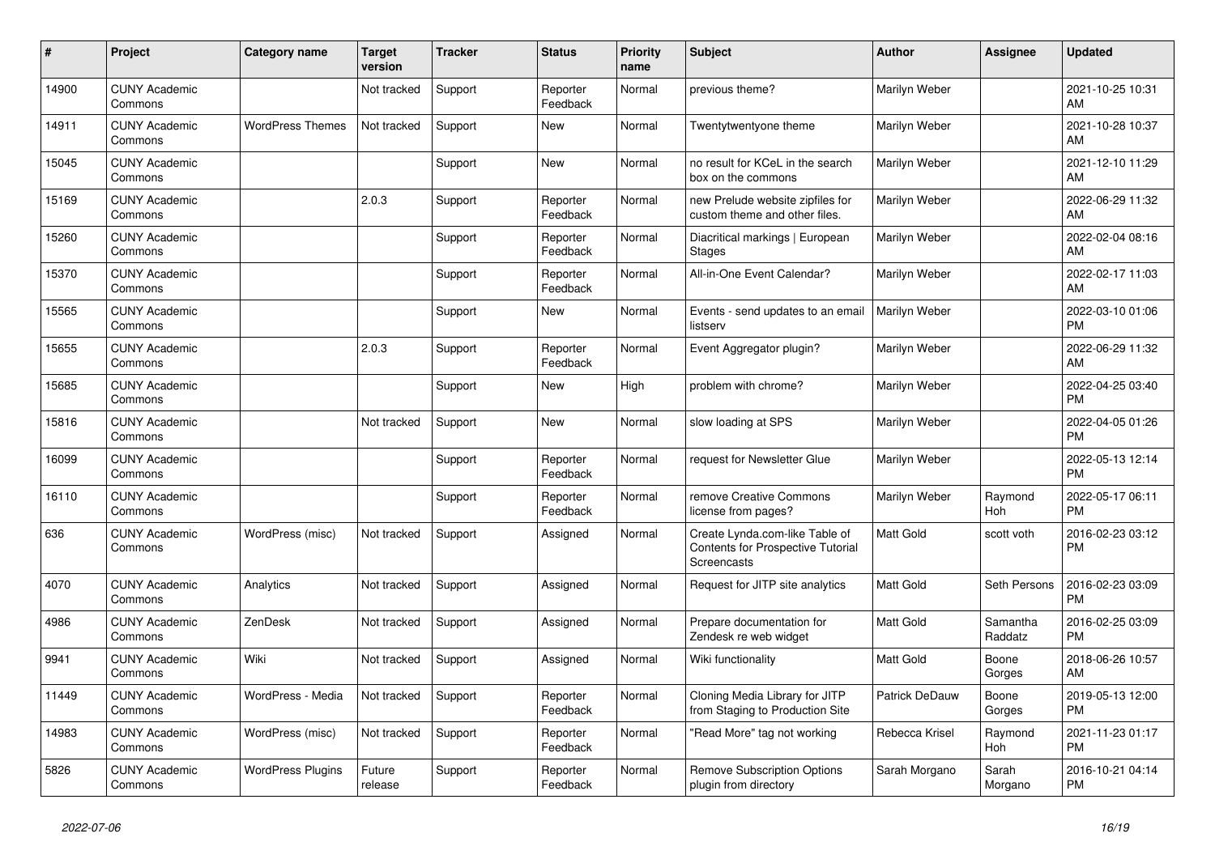| # | Project | Category name | Target version | Tracker | Status | Priority name | Subject | Author | Assignee | Updated |
|---|---|---|---|---|---|---|---|---|---|---|
| 14900 | CUNY Academic Commons | | Not tracked | Support | Reporter Feedback | Normal | previous theme? | Marilyn Weber | | 2021-10-25 10:31 AM |
| 14911 | CUNY Academic Commons | WordPress Themes | Not tracked | Support | New | Normal | Twentytwentyone theme | Marilyn Weber | | 2021-10-28 10:37 AM |
| 15045 | CUNY Academic Commons | | | Support | New | Normal | no result for KCeL in the search box on the commons | Marilyn Weber | | 2021-12-10 11:29 AM |
| 15169 | CUNY Academic Commons | | 2.0.3 | Support | Reporter Feedback | Normal | new Prelude website zipfiles for custom theme and other files. | Marilyn Weber | | 2022-06-29 11:32 AM |
| 15260 | CUNY Academic Commons | | | Support | Reporter Feedback | Normal | Diacritical markings \| European Stages | Marilyn Weber | | 2022-02-04 08:16 AM |
| 15370 | CUNY Academic Commons | | | Support | Reporter Feedback | Normal | All-in-One Event Calendar? | Marilyn Weber | | 2022-02-17 11:03 AM |
| 15565 | CUNY Academic Commons | | | Support | New | Normal | Events - send updates to an email listserv | Marilyn Weber | | 2022-03-10 01:06 PM |
| 15655 | CUNY Academic Commons | | 2.0.3 | Support | Reporter Feedback | Normal | Event Aggregator plugin? | Marilyn Weber | | 2022-06-29 11:32 AM |
| 15685 | CUNY Academic Commons | | | Support | New | High | problem with chrome? | Marilyn Weber | | 2022-04-25 03:40 PM |
| 15816 | CUNY Academic Commons | | Not tracked | Support | New | Normal | slow loading at SPS | Marilyn Weber | | 2022-04-05 01:26 PM |
| 16099 | CUNY Academic Commons | | | Support | Reporter Feedback | Normal | request for Newsletter Glue | Marilyn Weber | | 2022-05-13 12:14 PM |
| 16110 | CUNY Academic Commons | | | Support | Reporter Feedback | Normal | remove Creative Commons license from pages? | Marilyn Weber | Raymond Hoh | 2022-05-17 06:11 PM |
| 636 | CUNY Academic Commons | WordPress (misc) | Not tracked | Support | Assigned | Normal | Create Lynda.com-like Table of Contents for Prospective Tutorial Screencasts | Matt Gold | scott voth | 2016-02-23 03:12 PM |
| 4070 | CUNY Academic Commons | Analytics | Not tracked | Support | Assigned | Normal | Request for JITP site analytics | Matt Gold | Seth Persons | 2016-02-23 03:09 PM |
| 4986 | CUNY Academic Commons | ZenDesk | Not tracked | Support | Assigned | Normal | Prepare documentation for Zendesk re web widget | Matt Gold | Samantha Raddatz | 2016-02-25 03:09 PM |
| 9941 | CUNY Academic Commons | Wiki | Not tracked | Support | Assigned | Normal | Wiki functionality | Matt Gold | Boone Gorges | 2018-06-26 10:57 AM |
| 11449 | CUNY Academic Commons | WordPress - Media | Not tracked | Support | Reporter Feedback | Normal | Cloning Media Library for JITP from Staging to Production Site | Patrick DeDauw | Boone Gorges | 2019-05-13 12:00 PM |
| 14983 | CUNY Academic Commons | WordPress (misc) | Not tracked | Support | Reporter Feedback | Normal | "Read More" tag not working | Rebecca Krisel | Raymond Hoh | 2021-11-23 01:17 PM |
| 5826 | CUNY Academic Commons | WordPress Plugins | Future release | Support | Reporter Feedback | Normal | Remove Subscription Options plugin from directory | Sarah Morgano | Sarah Morgano | 2016-10-21 04:14 PM |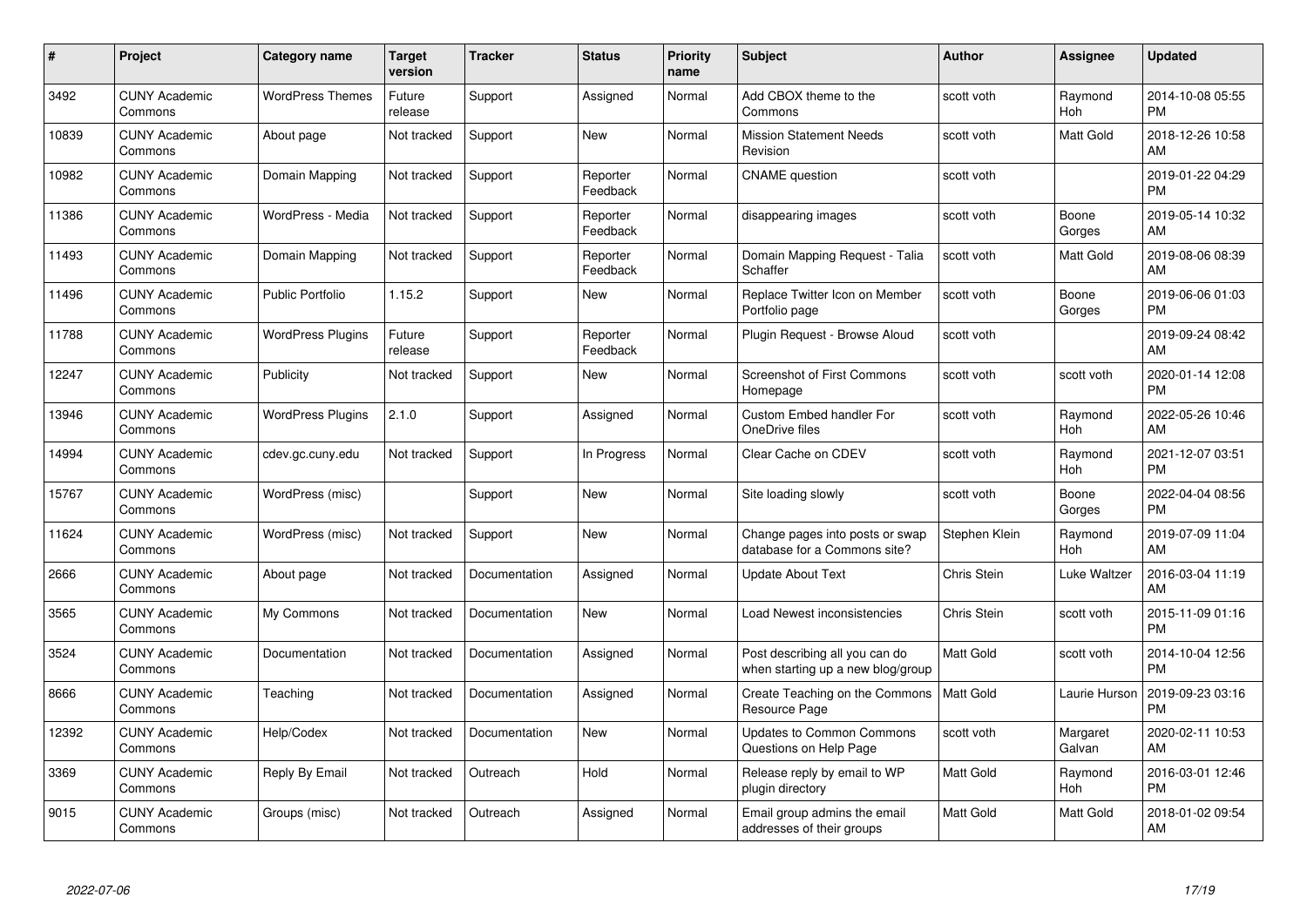| # | Project | Category name | Target version | Tracker | Status | Priority name | Subject | Author | Assignee | Updated |
|---|---|---|---|---|---|---|---|---|---|---|
| 3492 | CUNY Academic Commons | WordPress Themes | Future release | Support | Assigned | Normal | Add CBOX theme to the Commons | scott voth | Raymond Hoh | 2014-10-08 05:55 PM |
| 10839 | CUNY Academic Commons | About page | Not tracked | Support | New | Normal | Mission Statement Needs Revision | scott voth | Matt Gold | 2018-12-26 10:58 AM |
| 10982 | CUNY Academic Commons | Domain Mapping | Not tracked | Support | Reporter Feedback | Normal | CNAME question | scott voth | | 2019-01-22 04:29 PM |
| 11386 | CUNY Academic Commons | WordPress - Media | Not tracked | Support | Reporter Feedback | Normal | disappearing images | scott voth | Boone Gorges | 2019-05-14 10:32 AM |
| 11493 | CUNY Academic Commons | Domain Mapping | Not tracked | Support | Reporter Feedback | Normal | Domain Mapping Request - Talia Schaffer | scott voth | Matt Gold | 2019-08-06 08:39 AM |
| 11496 | CUNY Academic Commons | Public Portfolio | 1.15.2 | Support | New | Normal | Replace Twitter Icon on Member Portfolio page | scott voth | Boone Gorges | 2019-06-06 01:03 PM |
| 11788 | CUNY Academic Commons | WordPress Plugins | Future release | Support | Reporter Feedback | Normal | Plugin Request - Browse Aloud | scott voth | | 2019-09-24 08:42 AM |
| 12247 | CUNY Academic Commons | Publicity | Not tracked | Support | New | Normal | Screenshot of First Commons Homepage | scott voth | scott voth | 2020-01-14 12:08 PM |
| 13946 | CUNY Academic Commons | WordPress Plugins | 2.1.0 | Support | Assigned | Normal | Custom Embed handler For OneDrive files | scott voth | Raymond Hoh | 2022-05-26 10:46 AM |
| 14994 | CUNY Academic Commons | cdev.gc.cuny.edu | Not tracked | Support | In Progress | Normal | Clear Cache on CDEV | scott voth | Raymond Hoh | 2021-12-07 03:51 PM |
| 15767 | CUNY Academic Commons | WordPress (misc) | | Support | New | Normal | Site loading slowly | scott voth | Boone Gorges | 2022-04-04 08:56 PM |
| 11624 | CUNY Academic Commons | WordPress (misc) | Not tracked | Support | New | Normal | Change pages into posts or swap database for a Commons site? | Stephen Klein | Raymond Hoh | 2019-07-09 11:04 AM |
| 2666 | CUNY Academic Commons | About page | Not tracked | Documentation | Assigned | Normal | Update About Text | Chris Stein | Luke Waltzer | 2016-03-04 11:19 AM |
| 3565 | CUNY Academic Commons | My Commons | Not tracked | Documentation | New | Normal | Load Newest inconsistencies | Chris Stein | scott voth | 2015-11-09 01:16 PM |
| 3524 | CUNY Academic Commons | Documentation | Not tracked | Documentation | Assigned | Normal | Post describing all you can do when starting up a new blog/group | Matt Gold | scott voth | 2014-10-04 12:56 PM |
| 8666 | CUNY Academic Commons | Teaching | Not tracked | Documentation | Assigned | Normal | Create Teaching on the Commons Resource Page | Matt Gold | Laurie Hurson | 2019-09-23 03:16 PM |
| 12392 | CUNY Academic Commons | Help/Codex | Not tracked | Documentation | New | Normal | Updates to Common Commons Questions on Help Page | scott voth | Margaret Galvan | 2020-02-11 10:53 AM |
| 3369 | CUNY Academic Commons | Reply By Email | Not tracked | Outreach | Hold | Normal | Release reply by email to WP plugin directory | Matt Gold | Raymond Hoh | 2016-03-01 12:46 PM |
| 9015 | CUNY Academic Commons | Groups (misc) | Not tracked | Outreach | Assigned | Normal | Email group admins the email addresses of their groups | Matt Gold | Matt Gold | 2018-01-02 09:54 AM |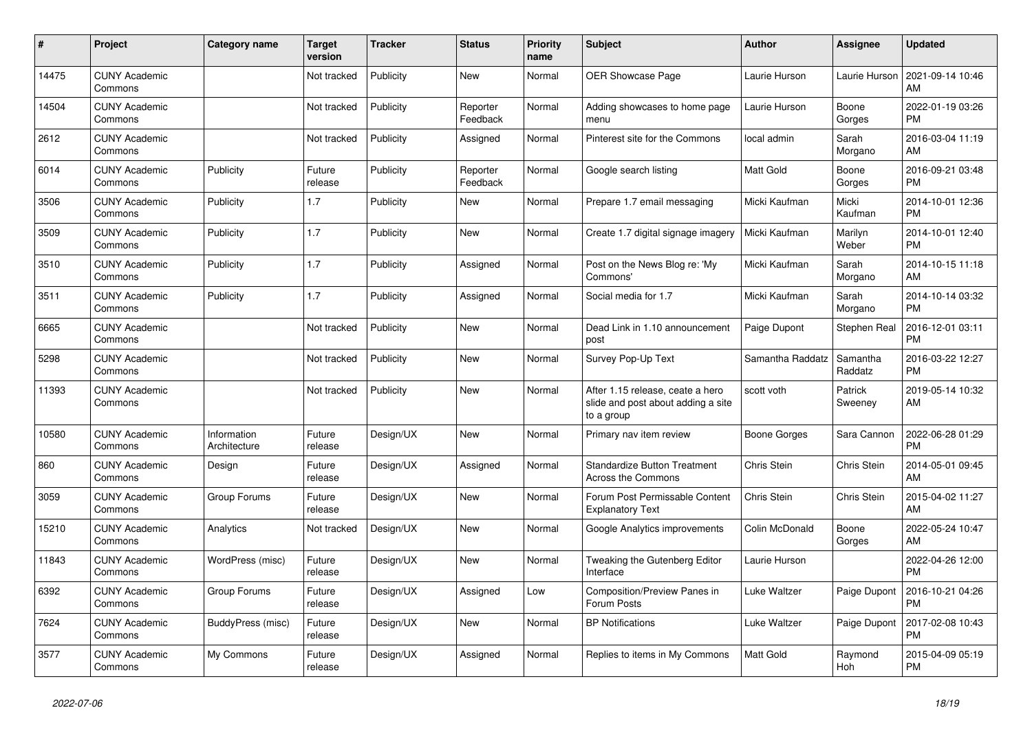| # | Project | Category name | Target version | Tracker | Status | Priority name | Subject | Author | Assignee | Updated |
|---|---|---|---|---|---|---|---|---|---|---|
| 14475 | CUNY Academic Commons | | Not tracked | Publicity | New | Normal | OER Showcase Page | Laurie Hurson | Laurie Hurson | 2021-09-14 10:46 AM |
| 14504 | CUNY Academic Commons | | Not tracked | Publicity | Reporter Feedback | Normal | Adding showcases to home page menu | Laurie Hurson | Boone Gorges | 2022-01-19 03:26 PM |
| 2612 | CUNY Academic Commons | | Not tracked | Publicity | Assigned | Normal | Pinterest site for the Commons | local admin | Sarah Morgano | 2016-03-04 11:19 AM |
| 6014 | CUNY Academic Commons | Publicity | Future release | Publicity | Reporter Feedback | Normal | Google search listing | Matt Gold | Boone Gorges | 2016-09-21 03:48 PM |
| 3506 | CUNY Academic Commons | Publicity | 1.7 | Publicity | New | Normal | Prepare 1.7 email messaging | Micki Kaufman | Micki Kaufman | 2014-10-01 12:36 PM |
| 3509 | CUNY Academic Commons | Publicity | 1.7 | Publicity | New | Normal | Create 1.7 digital signage imagery | Micki Kaufman | Marilyn Weber | 2014-10-01 12:40 PM |
| 3510 | CUNY Academic Commons | Publicity | 1.7 | Publicity | Assigned | Normal | Post on the News Blog re: 'My Commons' | Micki Kaufman | Sarah Morgano | 2014-10-15 11:18 AM |
| 3511 | CUNY Academic Commons | Publicity | 1.7 | Publicity | Assigned | Normal | Social media for 1.7 | Micki Kaufman | Sarah Morgano | 2014-10-14 03:32 PM |
| 6665 | CUNY Academic Commons | | Not tracked | Publicity | New | Normal | Dead Link in 1.10 announcement post | Paige Dupont | Stephen Real | 2016-12-01 03:11 PM |
| 5298 | CUNY Academic Commons | | Not tracked | Publicity | New | Normal | Survey Pop-Up Text | Samantha Raddatz | Samantha Raddatz | 2016-03-22 12:27 PM |
| 11393 | CUNY Academic Commons | | Not tracked | Publicity | New | Normal | After 1.15 release, ceate a hero slide and post about adding a site to a group | scott voth | Patrick Sweeney | 2019-05-14 10:32 AM |
| 10580 | CUNY Academic Commons | Information Architecture | Future release | Design/UX | New | Normal | Primary nav item review | Boone Gorges | Sara Cannon | 2022-06-28 01:29 PM |
| 860 | CUNY Academic Commons | Design | Future release | Design/UX | Assigned | Normal | Standardize Button Treatment Across the Commons | Chris Stein | Chris Stein | 2014-05-01 09:45 AM |
| 3059 | CUNY Academic Commons | Group Forums | Future release | Design/UX | New | Normal | Forum Post Permissable Content Explanatory Text | Chris Stein | Chris Stein | 2015-04-02 11:27 AM |
| 15210 | CUNY Academic Commons | Analytics | Not tracked | Design/UX | New | Normal | Google Analytics improvements | Colin McDonald | Boone Gorges | 2022-05-24 10:47 AM |
| 11843 | CUNY Academic Commons | WordPress (misc) | Future release | Design/UX | New | Normal | Tweaking the Gutenberg Editor Interface | Laurie Hurson | | 2022-04-26 12:00 PM |
| 6392 | CUNY Academic Commons | Group Forums | Future release | Design/UX | Assigned | Low | Composition/Preview Panes in Forum Posts | Luke Waltzer | Paige Dupont | 2016-10-21 04:26 PM |
| 7624 | CUNY Academic Commons | BuddyPress (misc) | Future release | Design/UX | New | Normal | BP Notifications | Luke Waltzer | Paige Dupont | 2017-02-08 10:43 PM |
| 3577 | CUNY Academic Commons | My Commons | Future release | Design/UX | Assigned | Normal | Replies to items in My Commons | Matt Gold | Raymond Hoh | 2015-04-09 05:19 PM |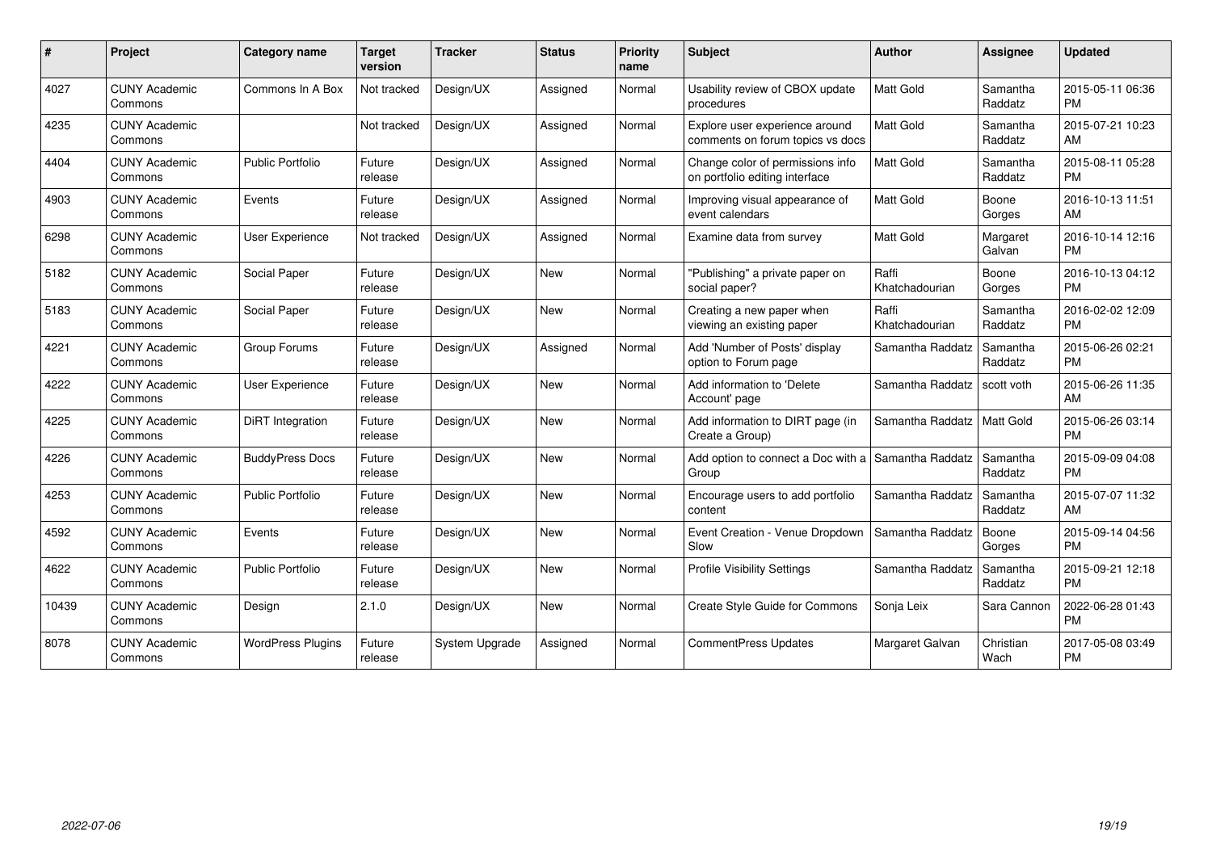| # | Project | Category name | Target version | Tracker | Status | Priority name | Subject | Author | Assignee | Updated |
|---|---|---|---|---|---|---|---|---|---|---|
| 4027 | CUNY Academic Commons | Commons In A Box | Not tracked | Design/UX | Assigned | Normal | Usability review of CBOX update procedures | Matt Gold | Samantha Raddatz | 2015-05-11 06:36 PM |
| 4235 | CUNY Academic Commons | | Not tracked | Design/UX | Assigned | Normal | Explore user experience around comments on forum topics vs docs | Matt Gold | Samantha Raddatz | 2015-07-21 10:23 AM |
| 4404 | CUNY Academic Commons | Public Portfolio | Future release | Design/UX | Assigned | Normal | Change color of permissions info on portfolio editing interface | Matt Gold | Samantha Raddatz | 2015-08-11 05:28 PM |
| 4903 | CUNY Academic Commons | Events | Future release | Design/UX | Assigned | Normal | Improving visual appearance of event calendars | Matt Gold | Boone Gorges | 2016-10-13 11:51 AM |
| 6298 | CUNY Academic Commons | User Experience | Not tracked | Design/UX | Assigned | Normal | Examine data from survey | Matt Gold | Margaret Galvan | 2016-10-14 12:16 PM |
| 5182 | CUNY Academic Commons | Social Paper | Future release | Design/UX | New | Normal | "Publishing" a private paper on social paper? | Raffi Khatchadourian | Boone Gorges | 2016-10-13 04:12 PM |
| 5183 | CUNY Academic Commons | Social Paper | Future release | Design/UX | New | Normal | Creating a new paper when viewing an existing paper | Raffi Khatchadourian | Samantha Raddatz | 2016-02-02 12:09 PM |
| 4221 | CUNY Academic Commons | Group Forums | Future release | Design/UX | Assigned | Normal | Add 'Number of Posts' display option to Forum page | Samantha Raddatz | Samantha Raddatz | 2015-06-26 02:21 PM |
| 4222 | CUNY Academic Commons | User Experience | Future release | Design/UX | New | Normal | Add information to 'Delete Account' page | Samantha Raddatz | scott voth | 2015-06-26 11:35 AM |
| 4225 | CUNY Academic Commons | DiRT Integration | Future release | Design/UX | New | Normal | Add information to DIRT page (in Create a Group) | Samantha Raddatz | Matt Gold | 2015-06-26 03:14 PM |
| 4226 | CUNY Academic Commons | BuddyPress Docs | Future release | Design/UX | New | Normal | Add option to connect a Doc with a Group | Samantha Raddatz | Samantha Raddatz | 2015-09-09 04:08 PM |
| 4253 | CUNY Academic Commons | Public Portfolio | Future release | Design/UX | New | Normal | Encourage users to add portfolio content | Samantha Raddatz | Samantha Raddatz | 2015-07-07 11:32 AM |
| 4592 | CUNY Academic Commons | Events | Future release | Design/UX | New | Normal | Event Creation - Venue Dropdown Slow | Samantha Raddatz | Boone Gorges | 2015-09-14 04:56 PM |
| 4622 | CUNY Academic Commons | Public Portfolio | Future release | Design/UX | New | Normal | Profile Visibility Settings | Samantha Raddatz | Samantha Raddatz | 2015-09-21 12:18 PM |
| 10439 | CUNY Academic Commons | Design | 2.1.0 | Design/UX | New | Normal | Create Style Guide for Commons | Sonja Leix | Sara Cannon | 2022-06-28 01:43 PM |
| 8078 | CUNY Academic Commons | WordPress Plugins | Future release | System Upgrade | Assigned | Normal | CommentPress Updates | Margaret Galvan | Christian Wach | 2017-05-08 03:49 PM |